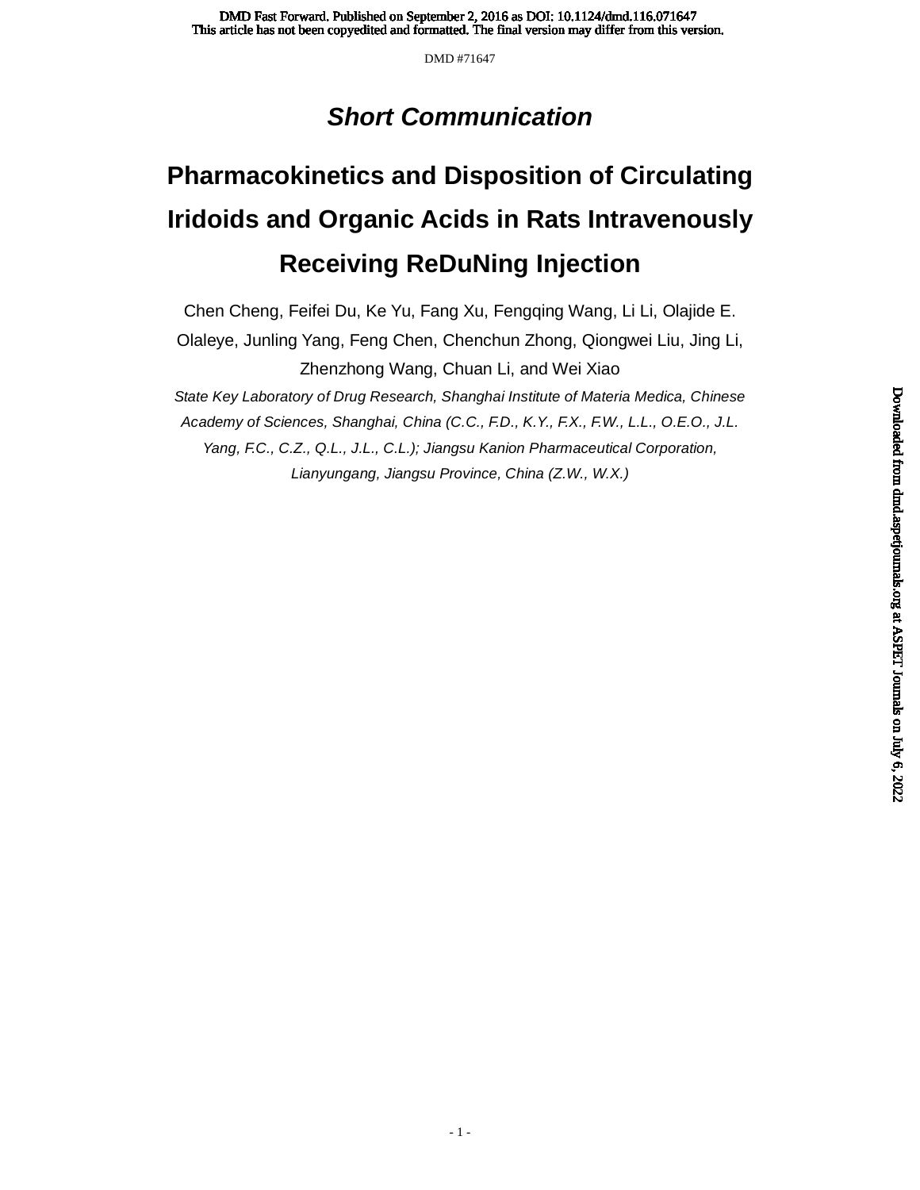## *Short Communication*

# Pharmacokinetics and Disposition of Circulating Iridoids and Organic Acids in Rats Intravenously Receiving ReDuNing Injection

Chen Cheng, Feifei Du, Ke Yu, Fang Xu, Fengqing Wang, Li Li, Olajide E. Olaleye, Junling Yang, Feng Chen, Chenchun Zhong, Qiongwei Liu, Jing Li, Zhenzhong Wang, Chuan Li, and Wei Xiao

*State Key Laboratory of Drug Research, Shanghai Institute of Materia Medica, Chinese Academy of Sciences, Shanghai, China (C.C., F.D., K.Y., F.X., F.W., L.L., O.E.O., J.L. Yang, F.C., C.Z., Q.L., J.L., C.L.); Jiangsu Kanion Pharmaceutical Corporation, Lianyungang, Jiangsu Province, China (Z.W., W.X.)*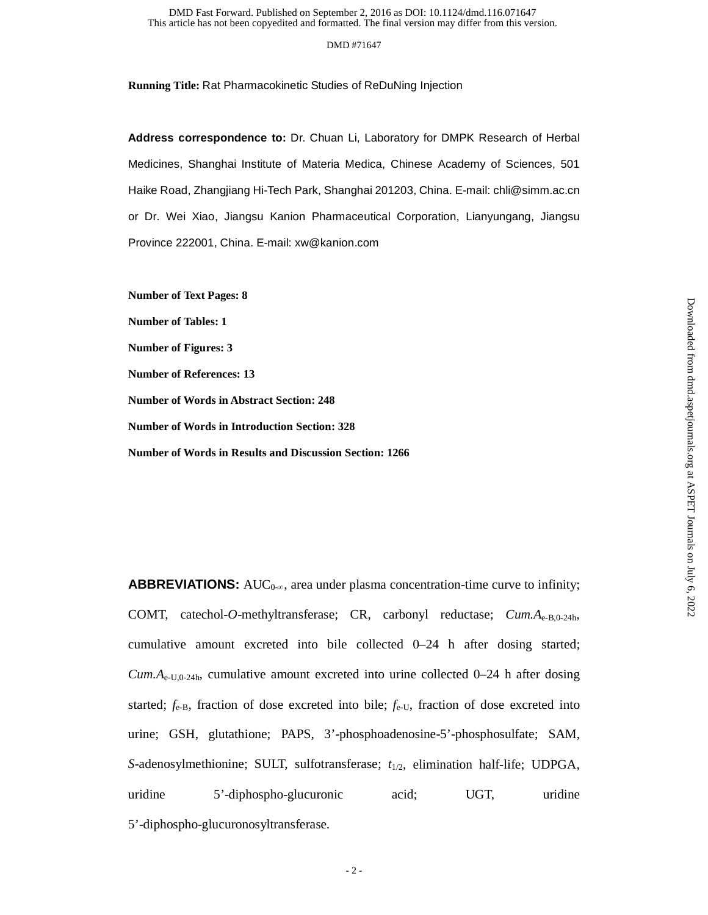**Running Title:** Rat Pharmacokinetic Studies of ReDuNing Injection

**Address correspondence to:** Dr. Chuan Li, Laboratory for DMPK Research of Herbal Medicines, Shanghai Institute of Materia Medica, Chinese Academy of Sciences, 501 Haike Road, Zhangjiang Hi-Tech Park, Shanghai 201203, China. E-mail: chli@simm.ac.cn or Dr. Wei Xiao, Jiangsu Kanion Pharmaceutical Corporation, Lianyungang, Jiangsu Province 222001, China. E-mail: xw@kanion.com

**Number of Text Pages: 8**

**Number of Tables: 1**

**Number of Figures: 3**

**Number of References: 13**

**Number of Words in Abstract Section: 248**

**Number of Words in Introduction Section: 328**

**Number of Words in Results and Discussion Section: 1266**

**ABBREVIATIONS:** $AUC_{0-\infty}$, area under plasma concentration-time curve to infinity; COMT, catechol-*O*-methyltransferase; CR, carbonyl reductase; $Cum.A_{e\text{-}B,0\text{-}24h}$, cumulative amount excreted into bile collected 0–24 h after dosing started; $Cum.A_{e\text{-}U,0\text{-}24h}$, cumulative amount excreted into urine collected 0–24 h after dosing started; $f_{e\text{-}B}$, fraction of dose excreted into bile; $f_{e\text{-}U}$, fraction of dose excreted into urine; GSH, glutathione; PAPS, 3'-phosphoadenosine-5'-phosphosulfate; SAM, *S*-adenosylmethionine; SULT, sulfotransferase; $t_{1/2}$, elimination half-life; UDPGA, uridine 5'-diphospho-glucuronic acid; UGT, uridine 5'-diphospho-glucuronosyltransferase.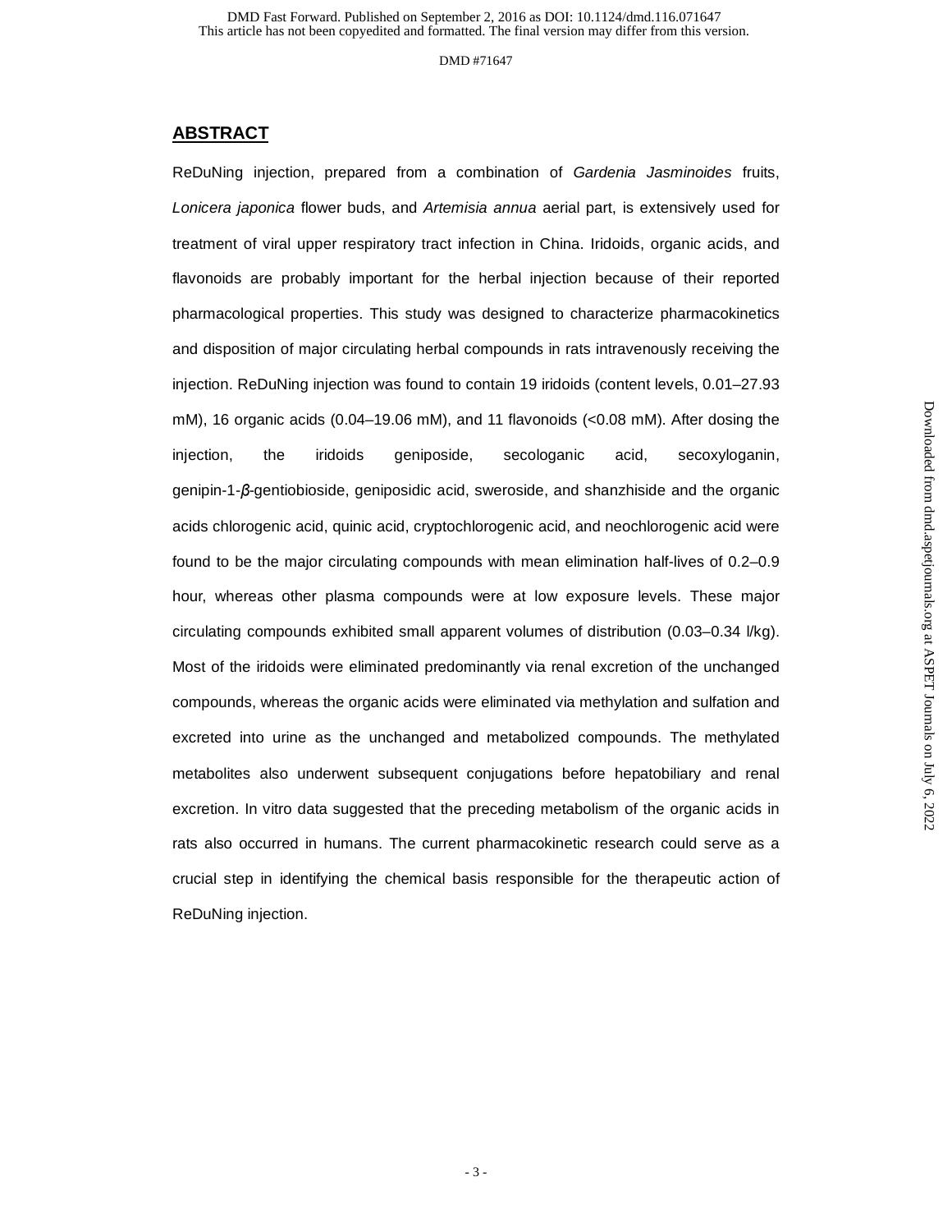## ABSTRACT

ReDuNing injection, prepared from a combination of *Gardenia Jasminoides* fruits, *Lonicera japonica* flower buds, and *Artemisia annua* aerial part, is extensively used for treatment of viral upper respiratory tract infection in China. Iridoids, organic acids, and flavonoids are probably important for the herbal injection because of their reported pharmacological properties. This study was designed to characterize pharmacokinetics and disposition of major circulating herbal compounds in rats intravenously receiving the injection. ReDuNing injection was found to contain 19 iridoids (content levels, 0.01–27.93 mM), 16 organic acids (0.04–19.06 mM), and 11 flavonoids (<0.08 mM). After dosing the injection, the iridoids geniposide, secologanic acid, secoxyloganin, genipin-1-*β*-gentiobioside, geniposidic acid, sweroside, and shanzhiside and the organic acids chlorogenic acid, quinic acid, cryptochlorogenic acid, and neochlorogenic acid were found to be the major circulating compounds with mean elimination half-lives of 0.2–0.9 hour, whereas other plasma compounds were at low exposure levels. These major circulating compounds exhibited small apparent volumes of distribution (0.03–0.34 l/kg). Most of the iridoids were eliminated predominantly via renal excretion of the unchanged compounds, whereas the organic acids were eliminated via methylation and sulfation and excreted into urine as the unchanged and metabolized compounds. The methylated metabolites also underwent subsequent conjugations before hepatobiliary and renal excretion. In vitro data suggested that the preceding metabolism of the organic acids in rats also occurred in humans. The current pharmacokinetic research could serve as a crucial step in identifying the chemical basis responsible for the therapeutic action of ReDuNing injection.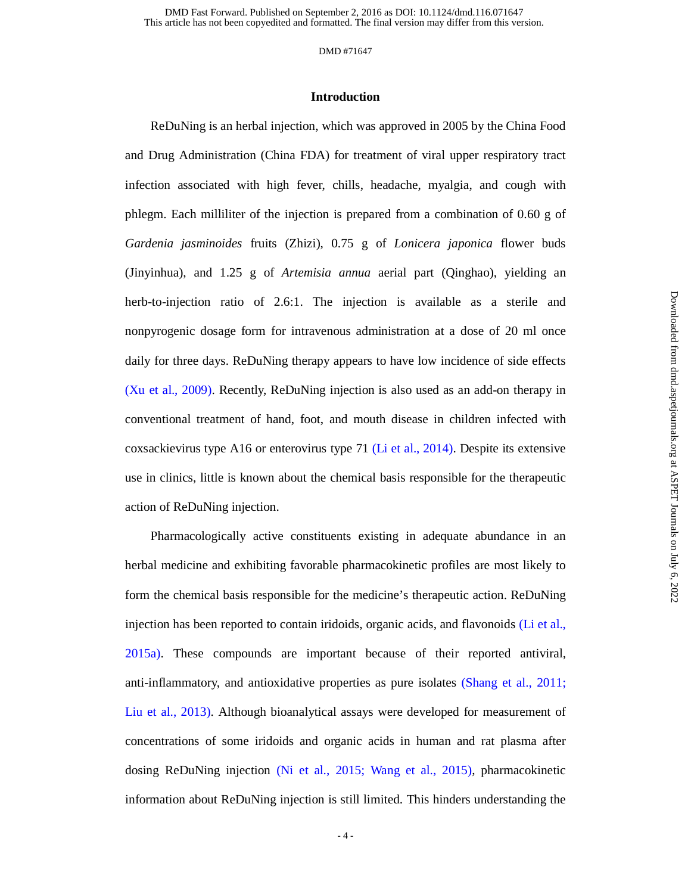## Introduction

ReDuNing is an herbal injection, which was approved in 2005 by the China Food and Drug Administration (China FDA) for treatment of viral upper respiratory tract infection associated with high fever, chills, headache, myalgia, and cough with phlegm. Each milliliter of the injection is prepared from a combination of 0.60 g of *Gardenia jasminoides* fruits (Zhizi), 0.75 g of *Lonicera japonica* flower buds (Jinyinhua), and 1.25 g of *Artemisia annua* aerial part (Qinghao), yielding an herb-to-injection ratio of 2.6:1. The injection is available as a sterile and nonpyrogenic dosage form for intravenous administration at a dose of 20 ml once daily for three days. ReDuNing therapy appears to have low incidence of side effects (Xu et al., 2009). Recently, ReDuNing injection is also used as an add-on therapy in conventional treatment of hand, foot, and mouth disease in children infected with coxsackievirus type A16 or enterovirus type 71 (Li et al., 2014). Despite its extensive use in clinics, little is known about the chemical basis responsible for the therapeutic action of ReDuNing injection.

Pharmacologically active constituents existing in adequate abundance in an herbal medicine and exhibiting favorable pharmacokinetic profiles are most likely to form the chemical basis responsible for the medicine's therapeutic action. ReDuNing injection has been reported to contain iridoids, organic acids, and flavonoids (Li et al., 2015a). These compounds are important because of their reported antiviral, anti-inflammatory, and antioxidative properties as pure isolates (Shang et al., 2011; Liu et al., 2013). Although bioanalytical assays were developed for measurement of concentrations of some iridoids and organic acids in human and rat plasma after dosing ReDuNing injection (Ni et al., 2015; Wang et al., 2015), pharmacokinetic information about ReDuNing injection is still limited. This hinders understanding the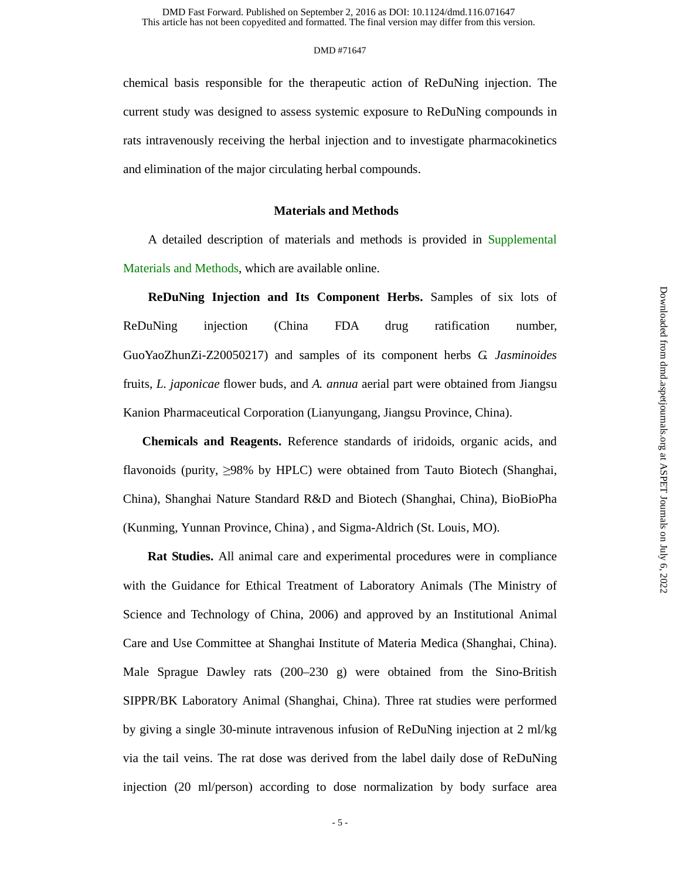chemical basis responsible for the therapeutic action of ReDuNing injection. The current study was designed to assess systemic exposure to ReDuNing compounds in rats intravenously receiving the herbal injection and to investigate pharmacokinetics and elimination of the major circulating herbal compounds.

## Materials and Methods

A detailed description of materials and methods is provided in Supplemental Materials and Methods, which are available online.

**ReDuNing Injection and Its Component Herbs.** Samples of six lots of ReDuNing injection (China FDA drug ratification number, GuoYaoZhunZi-Z20050217) and samples of its component herbs *G. Jasminoides* fruits, *L. japonicae* flower buds, and *A. annua* aerial part were obtained from Jiangsu Kanion Pharmaceutical Corporation (Lianyungang, Jiangsu Province, China).

**Chemicals and Reagents.** Reference standards of iridoids, organic acids, and flavonoids (purity, ≥98% by HPLC) were obtained from Tauto Biotech (Shanghai, China), Shanghai Nature Standard R&D and Biotech (Shanghai, China), BioBioPha (Kunming, Yunnan Province, China) , and Sigma-Aldrich (St. Louis, MO).

**Rat Studies.** All animal care and experimental procedures were in compliance with the Guidance for Ethical Treatment of Laboratory Animals (The Ministry of Science and Technology of China, 2006) and approved by an Institutional Animal Care and Use Committee at Shanghai Institute of Materia Medica (Shanghai, China). Male Sprague Dawley rats (200–230 g) were obtained from the Sino-British SIPPR/BK Laboratory Animal (Shanghai, China). Three rat studies were performed by giving a single 30-minute intravenous infusion of ReDuNing injection at 2 ml/kg via the tail veins. The rat dose was derived from the label daily dose of ReDuNing injection (20 ml/person) according to dose normalization by body surface area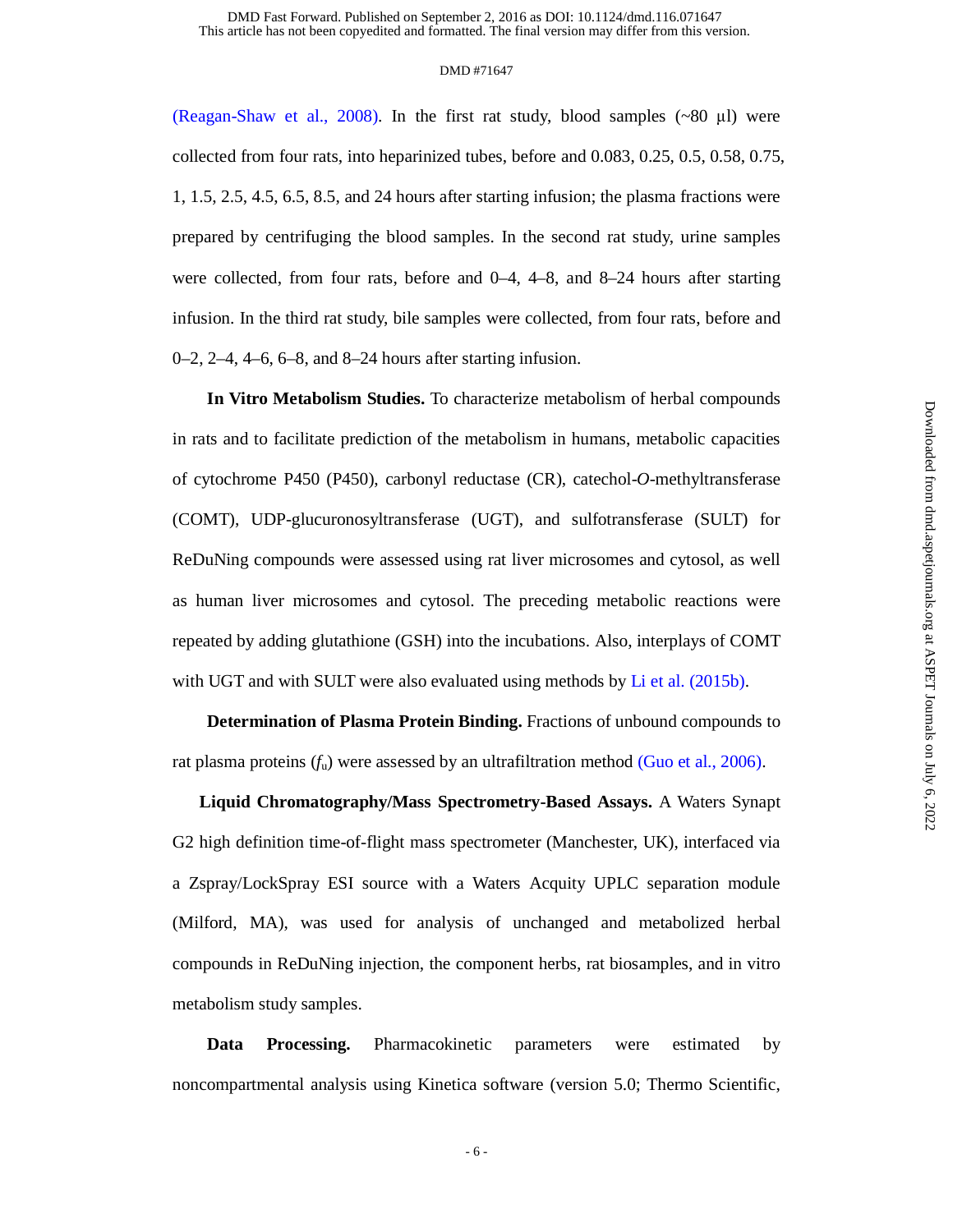(Reagan-Shaw et al., 2008). In the first rat study, blood samples (~80 μl) were collected from four rats, into heparinized tubes, before and 0.083, 0.25, 0.5, 0.58, 0.75, 1, 1.5, 2.5, 4.5, 6.5, 8.5, and 24 hours after starting infusion; the plasma fractions were prepared by centrifuging the blood samples. In the second rat study, urine samples were collected, from four rats, before and 0–4, 4–8, and 8–24 hours after starting infusion. In the third rat study, bile samples were collected, from four rats, before and 0–2, 2–4, 4–6, 6–8, and 8–24 hours after starting infusion.

**In Vitro Metabolism Studies.** To characterize metabolism of herbal compounds in rats and to facilitate prediction of the metabolism in humans, metabolic capacities of cytochrome P450 (P450), carbonyl reductase (CR), catechol-*O*-methyltransferase (COMT), UDP-glucuronosyltransferase (UGT), and sulfotransferase (SULT) for ReDuNing compounds were assessed using rat liver microsomes and cytosol, as well as human liver microsomes and cytosol. The preceding metabolic reactions were repeated by adding glutathione (GSH) into the incubations. Also, interplays of COMT with UGT and with SULT were also evaluated using methods by Li et al. (2015b).

**Determination of Plasma Protein Binding.** Fractions of unbound compounds to rat plasma proteins ($f_u$) were assessed by an ultrafiltration method (Guo et al., 2006).

**Liquid Chromatography/Mass Spectrometry-Based Assays.** A Waters Synapt G2 high definition time-of-flight mass spectrometer (Manchester, UK), interfaced via a Zspray/LockSpray ESI source with a Waters Acquity UPLC separation module (Milford, MA), was used for analysis of unchanged and metabolized herbal compounds in ReDuNing injection, the component herbs, rat biosamples, and in vitro metabolism study samples.

**Data Processing.** Pharmacokinetic parameters were estimated by noncompartmental analysis using Kinetica software (version 5.0; Thermo Scientific,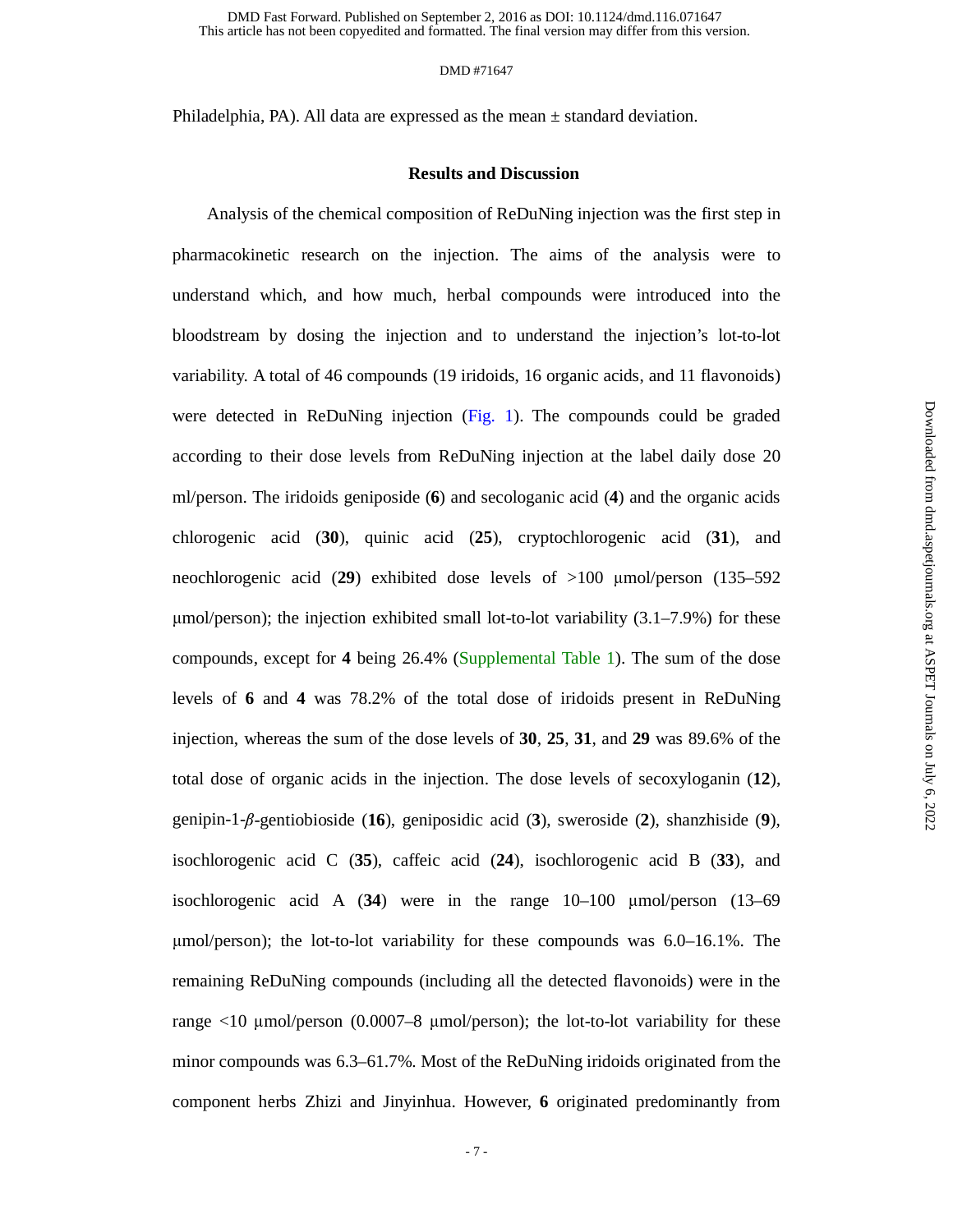Philadelphia, PA). All data are expressed as the mean ± standard deviation.

## Results and Discussion

Analysis of the chemical composition of ReDuNing injection was the first step in pharmacokinetic research on the injection. The aims of the analysis were to understand which, and how much, herbal compounds were introduced into the bloodstream by dosing the injection and to understand the injection's lot-to-lot variability. A total of 46 compounds (19 iridoids, 16 organic acids, and 11 flavonoids) were detected in ReDuNing injection (Fig. 1). The compounds could be graded according to their dose levels from ReDuNing injection at the label daily dose 20 ml/person. The iridoids geniposide (**6**) and secologanic acid (**4**) and the organic acids chlorogenic acid (**30**), quinic acid (**25**), cryptochlorogenic acid (**31**), and neochlorogenic acid (**29**) exhibited dose levels of >100 µmol/person (135–592 µmol/person); the injection exhibited small lot-to-lot variability (3.1–7.9%) for these compounds, except for **4** being 26.4% (Supplemental Table 1). The sum of the dose levels of **6** and **4** was 78.2% of the total dose of iridoids present in ReDuNing injection, whereas the sum of the dose levels of **30**, **25**, **31**, and **29** was 89.6% of the total dose of organic acids in the injection. The dose levels of secoxyloganin (**12**), genipin-1-*β*-gentiobioside (**16**), geniposidic acid (**3**), sweroside (**2**), shanzhiside (**9**), isochlorogenic acid C (**35**), caffeic acid (**24**), isochlorogenic acid B (**33**), and isochlorogenic acid A (**34**) were in the range 10–100 µmol/person (13–69 µmol/person); the lot-to-lot variability for these compounds was 6.0–16.1%. The remaining ReDuNing compounds (including all the detected flavonoids) were in the range <10 µmol/person (0.0007–8 µmol/person); the lot-to-lot variability for these minor compounds was 6.3–61.7%. Most of the ReDuNing iridoids originated from the component herbs Zhizi and Jinyinhua. However, **6** originated predominantly from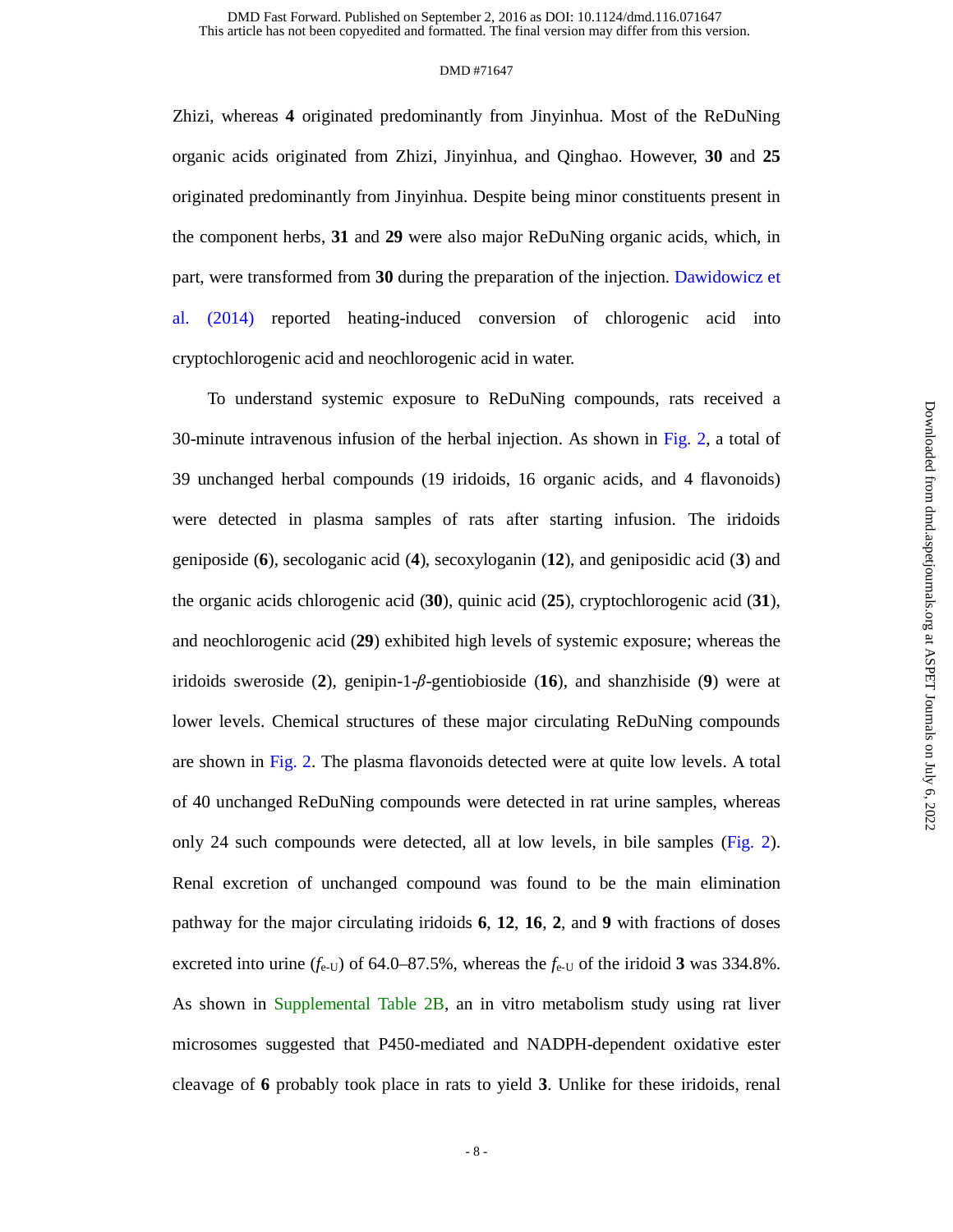Zhizi, whereas **4** originated predominantly from Jinyinhua. Most of the ReDuNing organic acids originated from Zhizi, Jinyinhua, and Qinghao. However, **30** and **25** originated predominantly from Jinyinhua. Despite being minor constituents present in the component herbs, **31** and **29** were also major ReDuNing organic acids, which, in part, were transformed from **30** during the preparation of the injection. Dawidowicz et al. (2014) reported heating-induced conversion of chlorogenic acid into cryptochlorogenic acid and neochlorogenic acid in water.

To understand systemic exposure to ReDuNing compounds, rats received a 30-minute intravenous infusion of the herbal injection. As shown in Fig. 2, a total of 39 unchanged herbal compounds (19 iridoids, 16 organic acids, and 4 flavonoids) were detected in plasma samples of rats after starting infusion. The iridoids geniposide (**6**), secologanic acid (**4**), secoxyloganin (**12**), and geniposidic acid (**3**) and the organic acids chlorogenic acid (**30**), quinic acid (**25**), cryptochlorogenic acid (**31**), and neochlorogenic acid (**29**) exhibited high levels of systemic exposure; whereas the iridoids sweroside (**2**), genipin-1-*β*-gentiobioside (**16**), and shanzhiside (**9**) were at lower levels. Chemical structures of these major circulating ReDuNing compounds are shown in Fig. 2. The plasma flavonoids detected were at quite low levels. A total of 40 unchanged ReDuNing compounds were detected in rat urine samples, whereas only 24 such compounds were detected, all at low levels, in bile samples (Fig. 2). Renal excretion of unchanged compound was found to be the main elimination pathway for the major circulating iridoids **6**, **12**, **16**, **2**, and **9** with fractions of doses excreted into urine ($f_{\text{e-U}}$) of 64.0–87.5%, whereas the $f_{\text{e-U}}$ of the iridoid **3** was 334.8%. As shown in Supplemental Table 2B, an in vitro metabolism study using rat liver microsomes suggested that P450-mediated and NADPH-dependent oxidative ester cleavage of **6** probably took place in rats to yield **3**. Unlike for these iridoids, renal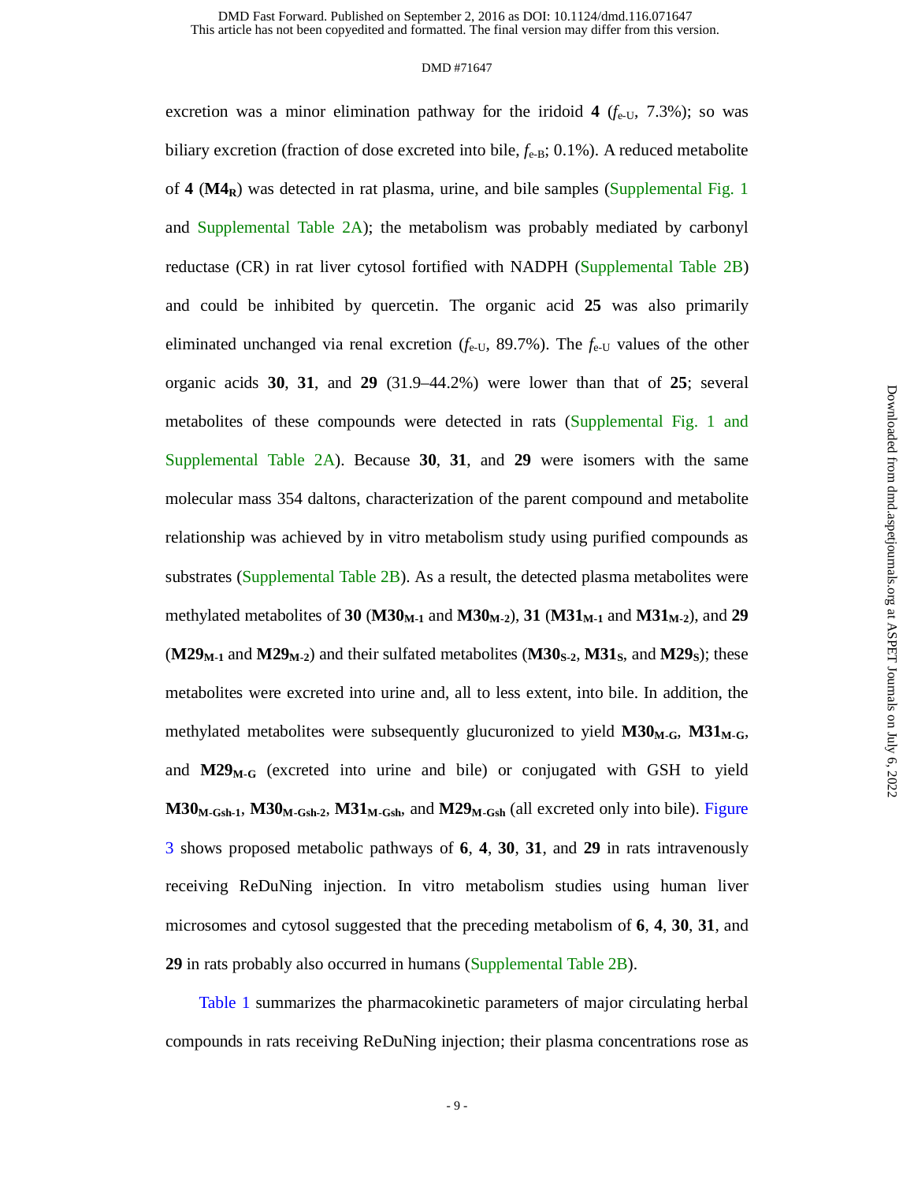excretion was a minor elimination pathway for the iridoid **4** ($f_{e\text{-}U}$, 7.3%); so was biliary excretion (fraction of dose excreted into bile, $f_{e\text{-}B}$; 0.1%). A reduced metabolite of **4** (**M4**$_{\mathbf{R}}$) was detected in rat plasma, urine, and bile samples (Supplemental Fig. 1 and Supplemental Table 2A); the metabolism was probably mediated by carbonyl reductase (CR) in rat liver cytosol fortified with NADPH (Supplemental Table 2B) and could be inhibited by quercetin. The organic acid **25** was also primarily eliminated unchanged via renal excretion ($f_{e\text{-}U}$, 89.7%). The $f_{e\text{-}U}$ values of the other organic acids **30**, **31**, and **29** (31.9–44.2%) were lower than that of **25**; several metabolites of these compounds were detected in rats (Supplemental Fig. 1 and Supplemental Table 2A). Because **30**, **31**, and **29** were isomers with the same molecular mass 354 daltons, characterization of the parent compound and metabolite relationship was achieved by in vitro metabolism study using purified compounds as substrates (Supplemental Table 2B). As a result, the detected plasma metabolites were methylated metabolites of **30** (**M30**$_{\mathbf{M\text{-}1}}$ and **M30**$_{\mathbf{M\text{-}2}}$), **31** (**M31**$_{\mathbf{M\text{-}1}}$ and **M31**$_{\mathbf{M\text{-}2}}$), and **29** (**M29**$_{\mathbf{M\text{-}1}}$ and **M29**$_{\mathbf{M\text{-}2}}$) and their sulfated metabolites (**M30**$_{\mathbf{S\text{-}2}}$, **M31**$_{\mathbf{S}}$, and **M29**$_{\mathbf{S}}$); these metabolites were excreted into urine and, all to less extent, into bile. In addition, the methylated metabolites were subsequently glucuronized to yield **M30**$_{\mathbf{M\text{-}G}}$, **M31**$_{\mathbf{M\text{-}G}}$, and **M29**$_{\mathbf{M\text{-}G}}$ (excreted into urine and bile) or conjugated with GSH to yield **M30**$_{\mathbf{M\text{-}Gsh\text{-}1}}$, **M30**$_{\mathbf{M\text{-}Gsh\text{-}2}}$, **M31**$_{\mathbf{M\text{-}Gsh}}$, and **M29**$_{\mathbf{M\text{-}Gsh}}$ (all excreted only into bile). Figure 3 shows proposed metabolic pathways of **6**, **4**, **30**, **31**, and **29** in rats intravenously receiving ReDuNing injection. In vitro metabolism studies using human liver microsomes and cytosol suggested that the preceding metabolism of **6**, **4**, **30**, **31**, and **29** in rats probably also occurred in humans (Supplemental Table 2B).

Table 1 summarizes the pharmacokinetic parameters of major circulating herbal compounds in rats receiving ReDuNing injection; their plasma concentrations rose as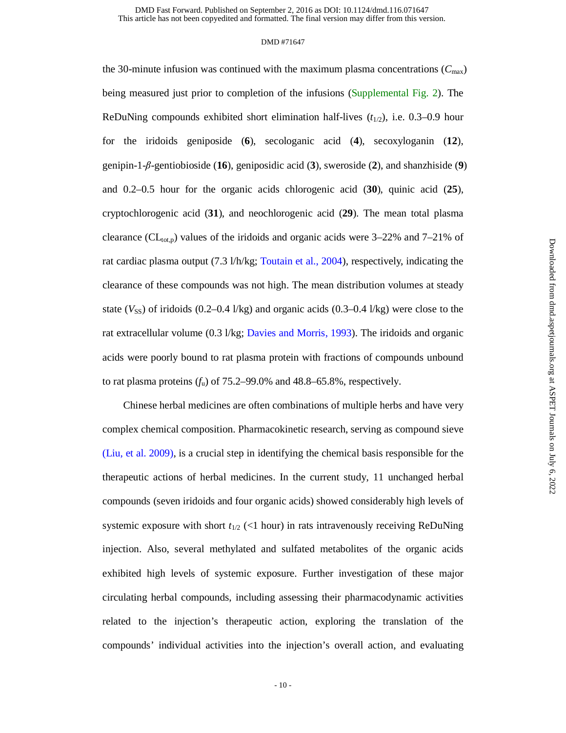the 30-minute infusion was continued with the maximum plasma concentrations ($C_{max}$) being measured just prior to completion of the infusions (Supplemental Fig. 2). The ReDuNing compounds exhibited short elimination half-lives ($t_{1/2}$), i.e. 0.3–0.9 hour for the iridoids geniposide (**6**), secologanic acid (**4**), secoxyloganin (**12**), genipin-1-*β*-gentiobioside (**16**), geniposidic acid (**3**), sweroside (**2**), and shanzhiside (**9**) and 0.2–0.5 hour for the organic acids chlorogenic acid (**30**), quinic acid (**25**), cryptochlorogenic acid (**31**), and neochlorogenic acid (**29**). The mean total plasma clearance ($CL_{tot,p}$) values of the iridoids and organic acids were 3–22% and 7–21% of rat cardiac plasma output (7.3 l/h/kg; Toutain et al., 2004), respectively, indicating the clearance of these compounds was not high. The mean distribution volumes at steady state ($V_{SS}$) of iridoids (0.2–0.4 l/kg) and organic acids (0.3–0.4 l/kg) were close to the rat extracellular volume (0.3 l/kg; Davies and Morris, 1993). The iridoids and organic acids were poorly bound to rat plasma protein with fractions of compounds unbound to rat plasma proteins ($f_u$) of 75.2–99.0% and 48.8–65.8%, respectively.

Chinese herbal medicines are often combinations of multiple herbs and have very complex chemical composition. Pharmacokinetic research, serving as compound sieve (Liu, et al. 2009), is a crucial step in identifying the chemical basis responsible for the therapeutic actions of herbal medicines. In the current study, 11 unchanged herbal compounds (seven iridoids and four organic acids) showed considerably high levels of systemic exposure with short $t_{1/2}$ (<1 hour) in rats intravenously receiving ReDuNing injection. Also, several methylated and sulfated metabolites of the organic acids exhibited high levels of systemic exposure. Further investigation of these major circulating herbal compounds, including assessing their pharmacodynamic activities related to the injection's therapeutic action, exploring the translation of the compounds' individual activities into the injection's overall action, and evaluating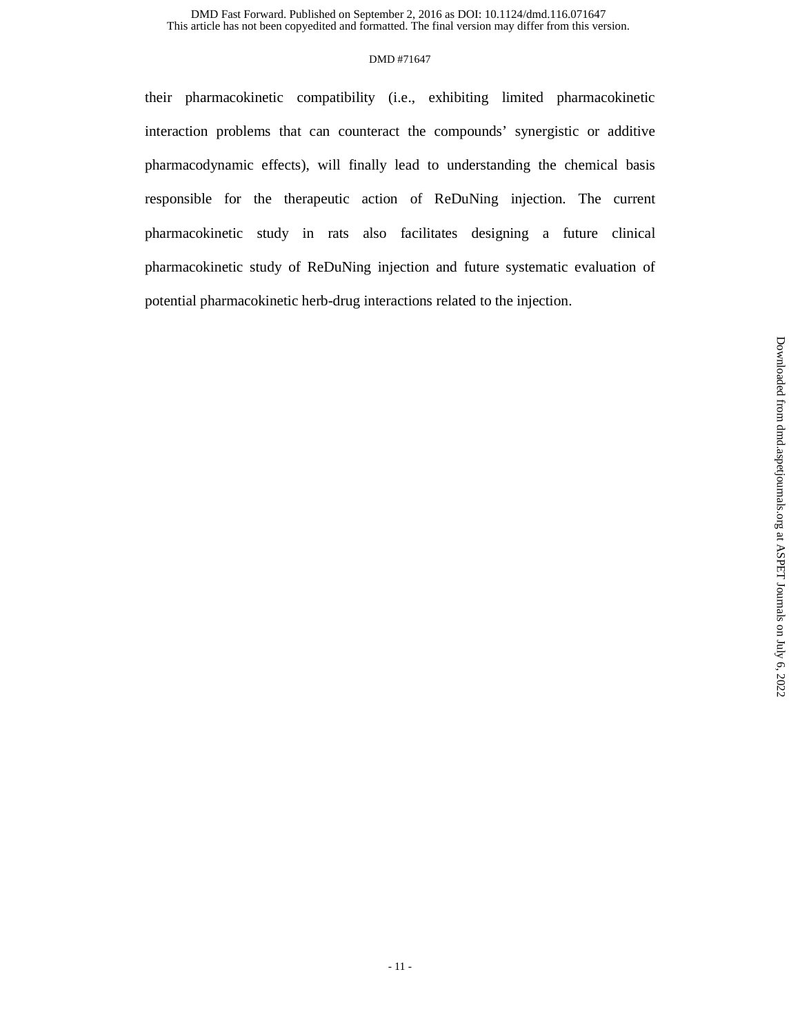their pharmacokinetic compatibility (i.e., exhibiting limited pharmacokinetic interaction problems that can counteract the compounds' synergistic or additive pharmacodynamic effects), will finally lead to understanding the chemical basis responsible for the therapeutic action of ReDuNing injection. The current pharmacokinetic study in rats also facilitates designing a future clinical pharmacokinetic study of ReDuNing injection and future systematic evaluation of potential pharmacokinetic herb-drug interactions related to the injection.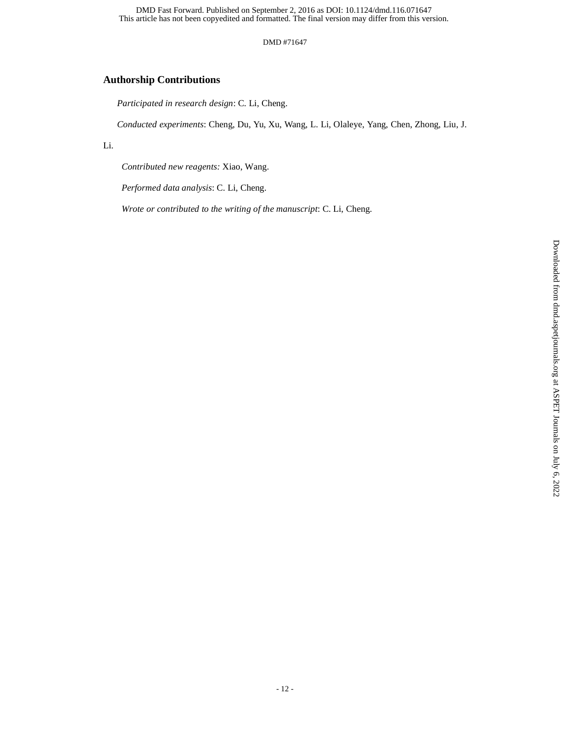## Authorship Contributions

*Participated in research design*: C. Li, Cheng.

*Conducted experiments*: Cheng, Du, Yu, Xu, Wang, L. Li, Olaleye, Yang, Chen, Zhong, Liu, J. Li.

*Contributed new reagents:* Xiao, Wang.

*Performed data analysis*: C. Li, Cheng.

*Wrote or contributed to the writing of the manuscript*: C. Li, Cheng.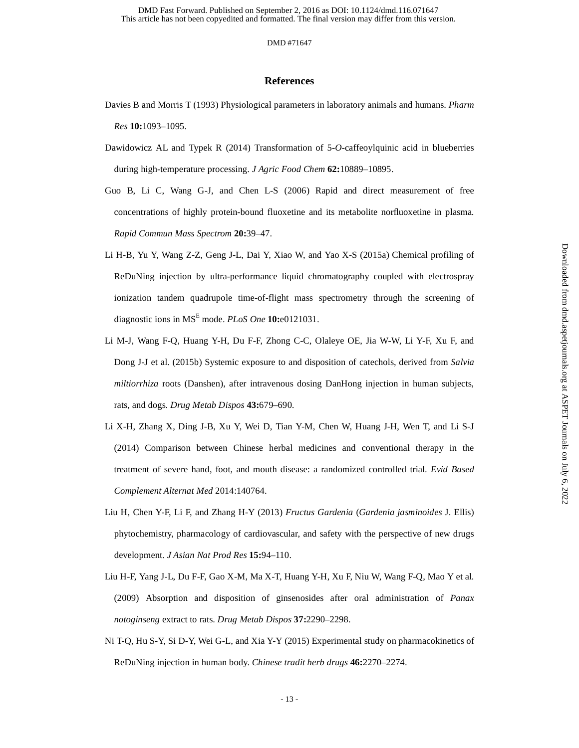## References

Davies B and Morris T (1993) Physiological parameters in laboratory animals and humans. *Pharm Res* **10:**1093–1095.

Dawidowicz AL and Typek R (2014) Transformation of 5-*O*-caffeoylquinic acid in blueberries during high-temperature processing. *J Agric Food Chem* **62:**10889–10895.

Guo B, Li C, Wang G-J, and Chen L-S (2006) Rapid and direct measurement of free concentrations of highly protein-bound fluoxetine and its metabolite norfluoxetine in plasma. *Rapid Commun Mass Spectrom* **20:**39–47.

Li H-B, Yu Y, Wang Z-Z, Geng J-L, Dai Y, Xiao W, and Yao X-S (2015a) Chemical profiling of ReDuNing injection by ultra-performance liquid chromatography coupled with electrospray ionization tandem quadrupole time-of-flight mass spectrometry through the screening of diagnostic ions in $MS^E$ mode. *PLoS One* **10:**e0121031.

Li M-J, Wang F-Q, Huang Y-H, Du F-F, Zhong C-C, Olaleye OE, Jia W-W, Li Y-F, Xu F, and Dong J-J et al. (2015b) Systemic exposure to and disposition of catechols, derived from *Salvia miltiorrhiza* roots (Danshen), after intravenous dosing DanHong injection in human subjects, rats, and dogs. *Drug Metab Dispos* **43:**679–690.

Li X-H, Zhang X, Ding J-B, Xu Y, Wei D, Tian Y-M, Chen W, Huang J-H, Wen T, and Li S-J (2014) Comparison between Chinese herbal medicines and conventional therapy in the treatment of severe hand, foot, and mouth disease: a randomized controlled trial. *Evid Based Complement Alternat Med* 2014:140764.

Liu H, Chen Y-F, Li F, and Zhang H-Y (2013) *Fructus Gardenia* (*Gardenia jasminoides* J. Ellis) phytochemistry, pharmacology of cardiovascular, and safety with the perspective of new drugs development. *J Asian Nat Prod Res* **15:**94–110.

Liu H-F, Yang J-L, Du F-F, Gao X-M, Ma X-T, Huang Y-H, Xu F, Niu W, Wang F-Q, Mao Y et al. (2009) Absorption and disposition of ginsenosides after oral administration of *Panax notoginseng* extract to rats. *Drug Metab Dispos* **37:**2290–2298.

Ni T-Q, Hu S-Y, Si D-Y, Wei G-L, and Xia Y-Y (2015) Experimental study on pharmacokinetics of ReDuNing injection in human body. *Chinese tradit herb drugs* **46:**2270–2274.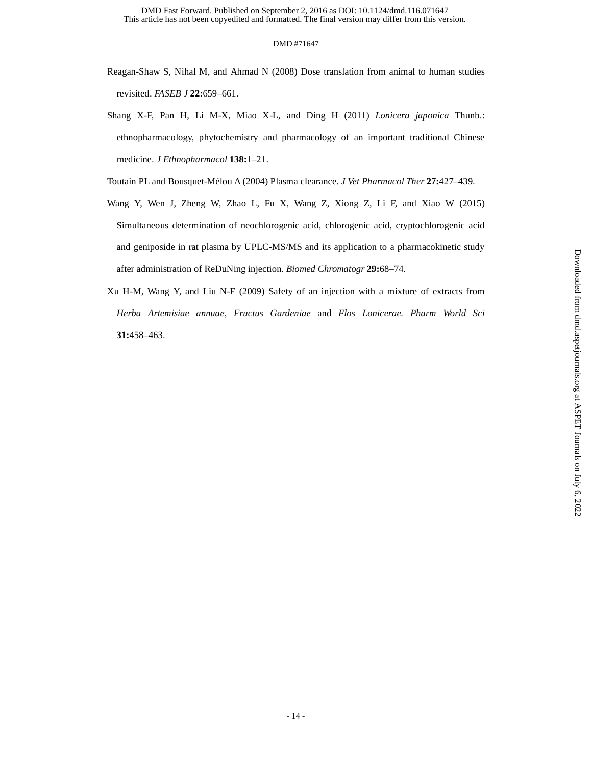Reagan-Shaw S, Nihal M, and Ahmad N (2008) Dose translation from animal to human studies revisited. *FASEB J* **22:**659–661.

Shang X-F, Pan H, Li M-X, Miao X-L, and Ding H (2011) *Lonicera japonica* Thunb.: ethnopharmacology, phytochemistry and pharmacology of an important traditional Chinese medicine. *J Ethnopharmacol* **138:**1–21.

Toutain PL and Bousquet-Mélou A (2004) Plasma clearance. *J Vet Pharmacol Ther* **27:**427–439.

Wang Y, Wen J, Zheng W, Zhao L, Fu X, Wang Z, Xiong Z, Li F, and Xiao W (2015) Simultaneous determination of neochlorogenic acid, chlorogenic acid, cryptochlorogenic acid and geniposide in rat plasma by UPLC-MS/MS and its application to a pharmacokinetic study after administration of ReDuNing injection. *Biomed Chromatogr* **29:**68–74.

Xu H-M, Wang Y, and Liu N-F (2009) Safety of an injection with a mixture of extracts from *Herba Artemisiae annuae*, *Fructus Gardeniae* and *Flos Lonicerae. Pharm World Sci* **31:**458–463.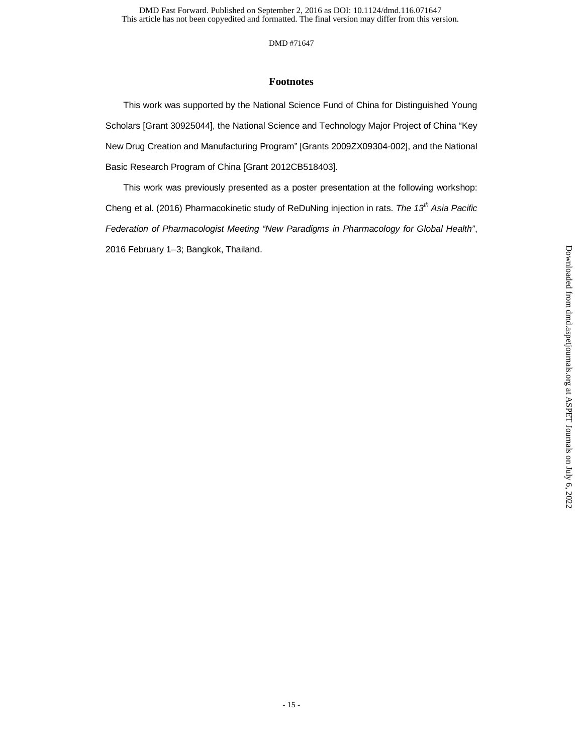## Footnotes

This work was supported by the National Science Fund of China for Distinguished Young Scholars [Grant 30925044], the National Science and Technology Major Project of China "Key New Drug Creation and Manufacturing Program" [Grants 2009ZX09304-002], and the National Basic Research Program of China [Grant 2012CB518403].

This work was previously presented as a poster presentation at the following workshop: Cheng et al. (2016) Pharmacokinetic study of ReDuNing injection in rats. *The 13th Asia Pacific Federation of Pharmacologist Meeting "New Paradigms in Pharmacology for Global Health"*, 2016 February 1–3; Bangkok, Thailand.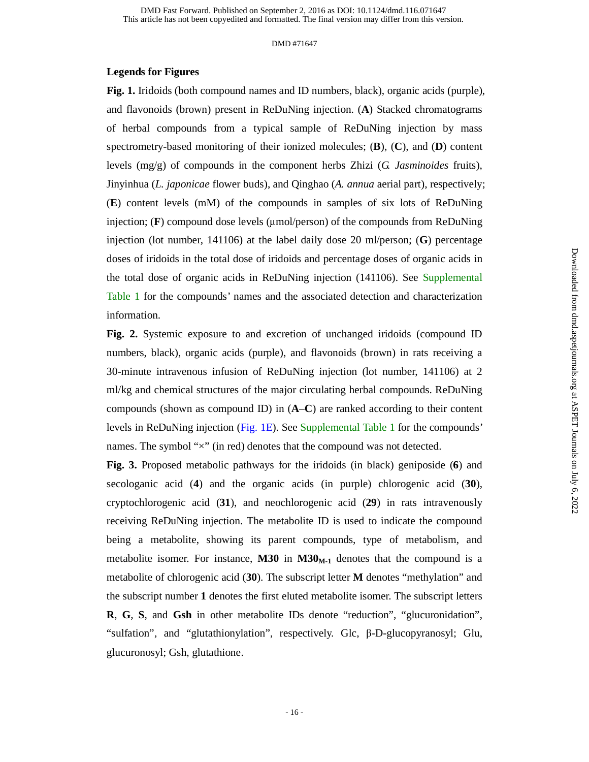## Legends for Figures

**Fig. 1.** Iridoids (both compound names and ID numbers, black), organic acids (purple), and flavonoids (brown) present in ReDuNing injection. (**A**) Stacked chromatograms of herbal compounds from a typical sample of ReDuNing injection by mass spectrometry-based monitoring of their ionized molecules; (**B**), (**C**), and (**D**) content levels (mg/g) of compounds in the component herbs Zhizi (*G. Jasminoides* fruits), Jinyinhua (*L. japonicae* flower buds), and Qinghao (*A. annua* aerial part), respectively; (**E**) content levels (mM) of the compounds in samples of six lots of ReDuNing injection; (**F**) compound dose levels (μmol/person) of the compounds from ReDuNing injection (lot number, 141106) at the label daily dose 20 ml/person; (**G**) percentage doses of iridoids in the total dose of iridoids and percentage doses of organic acids in the total dose of organic acids in ReDuNing injection (141106). See Supplemental Table 1 for the compounds' names and the associated detection and characterization information.

**Fig. 2.** Systemic exposure to and excretion of unchanged iridoids (compound ID numbers, black), organic acids (purple), and flavonoids (brown) in rats receiving a 30-minute intravenous infusion of ReDuNing injection (lot number, 141106) at 2 ml/kg and chemical structures of the major circulating herbal compounds. ReDuNing compounds (shown as compound ID) in (**A**–**C**) are ranked according to their content levels in ReDuNing injection (Fig. 1E). See Supplemental Table 1 for the compounds' names. The symbol "×" (in red) denotes that the compound was not detected.

**Fig. 3.** Proposed metabolic pathways for the iridoids (in black) geniposide (**6**) and secologanic acid (**4**) and the organic acids (in purple) chlorogenic acid (**30**), cryptochlorogenic acid (**31**), and neochlorogenic acid (**29**) in rats intravenously receiving ReDuNing injection. The metabolite ID is used to indicate the compound being a metabolite, showing its parent compounds, type of metabolism, and metabolite isomer. For instance, **M30** in $\mathbf{M30_{M\text{-}1}}$ denotes that the compound is a metabolite of chlorogenic acid (**30**). The subscript letter **M** denotes "methylation" and the subscript number **1** denotes the first eluted metabolite isomer. The subscript letters **R**, **G**, **S**, and **Gsh** in other metabolite IDs denote "reduction", "glucuronidation", "sulfation", and "glutathionylation", respectively. Glc, β-D-glucopyranosyl; Glu, glucuronosyl; Gsh, glutathione.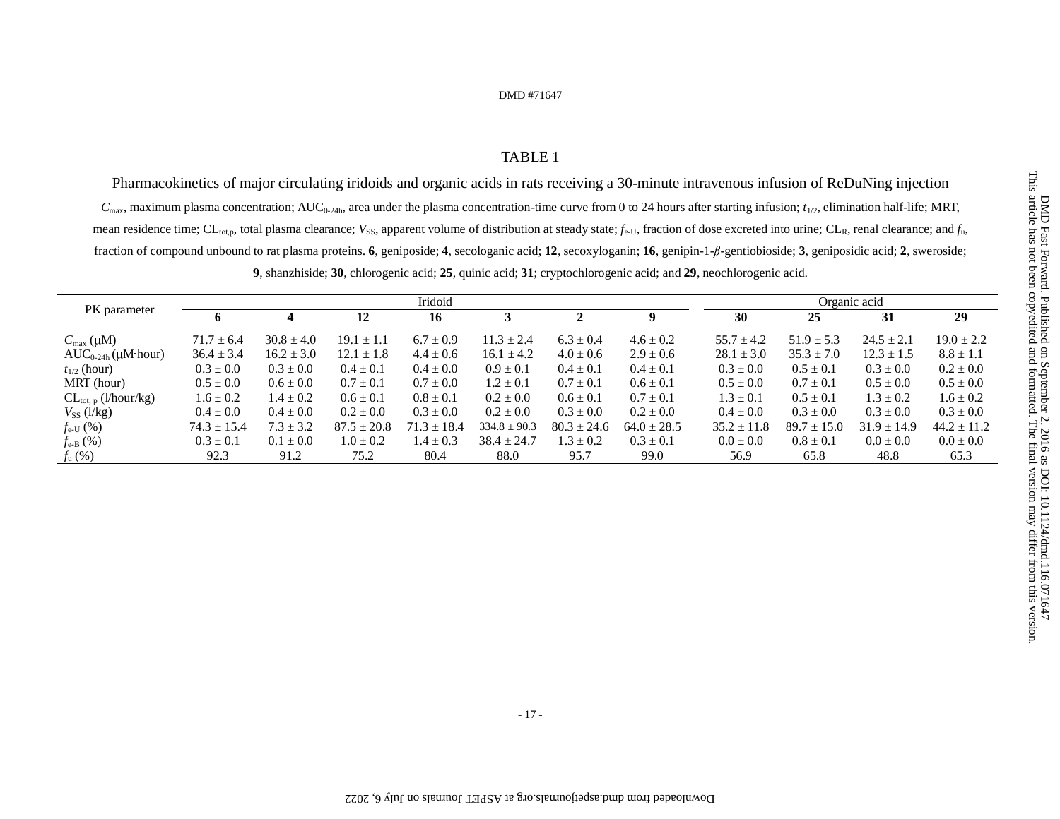## TABLE 1

Pharmacokinetics of major circulating iridoids and organic acids in rats receiving a 30-minute intravenous infusion of ReDuNing injection

$C_{max}$, maximum plasma concentration; $AUC_{0\text{-}24h}$, area under the plasma concentration-time curve from 0 to 24 hours after starting infusion; $t_{1/2}$, elimination half-life; MRT, mean residence time; $CL_{tot,p}$, total plasma clearance; $V_{SS}$, apparent volume of distribution at steady state; $f_{e\text{-}U}$, fraction of dose excreted into urine; $CL_R$, renal clearance; and $f_u$, fraction of compound unbound to rat plasma proteins. **6**, geniposide; **4**, secologanic acid; **12**, secoxyloganin; **16**, genipin-1-*β*-gentiobioside; **3**, geniposidic acid; **2**, sweroside; **9**, shanzhiside; **30**, chlorogenic acid; **25**, quinic acid; **31**; cryptochlorogenic acid; and **29**, neochlorogenic acid.

| PK parameter | Iridoid | | | | | | | Organic acid | | | |
|---|---|---|---|---|---|---|---|---|---|---|---|
| | **6** | **4** | **12** | **16** | **3** | **2** | **9** | **30** | **25** | **31** | **29** |
| $C_{max}$ (μM) | 71.7 ± 6.4 | 30.8 ± 4.0 | 19.1 ± 1.1 | 6.7 ± 0.9 | 11.3 ± 2.4 | 6.3 ± 0.4 | 4.6 ± 0.2 | 55.7 ± 4.2 | 51.9 ± 5.3 | 24.5 ± 2.1 | 19.0 ± 2.2 |
| $AUC_{0\text{-}24h}$ (μM·hour) | 36.4 ± 3.4 | 16.2 ± 3.0 | 12.1 ± 1.8 | 4.4 ± 0.6 | 16.1 ± 4.2 | 4.0 ± 0.6 | 2.9 ± 0.6 | 28.1 ± 3.0 | 35.3 ± 7.0 | 12.3 ± 1.5 | 8.8 ± 1.1 |
| $t_{1/2}$ (hour) | 0.3 ± 0.0 | 0.3 ± 0.0 | 0.4 ± 0.1 | 0.4 ± 0.0 | 0.9 ± 0.1 | 0.4 ± 0.1 | 0.4 ± 0.1 | 0.3 ± 0.0 | 0.5 ± 0.1 | 0.3 ± 0.0 | 0.2 ± 0.0 |
| MRT (hour) | 0.5 ± 0.0 | 0.6 ± 0.0 | 0.7 ± 0.1 | 0.7 ± 0.0 | 1.2 ± 0.1 | 0.7 ± 0.1 | 0.6 ± 0.1 | 0.5 ± 0.0 | 0.7 ± 0.1 | 0.5 ± 0.0 | 0.5 ± 0.0 |
| $CL_{tot,\,p}$ (l/hour/kg) | 1.6 ± 0.2 | 1.4 ± 0.2 | 0.6 ± 0.1 | 0.8 ± 0.1 | 0.2 ± 0.0 | 0.6 ± 0.1 | 0.7 ± 0.1 | 1.3 ± 0.1 | 0.5 ± 0.1 | 1.3 ± 0.2 | 1.6 ± 0.2 |
| $V_{SS}$ (l/kg) | 0.4 ± 0.0 | 0.4 ± 0.0 | 0.2 ± 0.0 | 0.3 ± 0.0 | 0.2 ± 0.0 | 0.3 ± 0.0 | 0.2 ± 0.0 | 0.4 ± 0.0 | 0.3 ± 0.0 | 0.3 ± 0.0 | 0.3 ± 0.0 |
| $f_{e\text{-}U}$ (%) | 74.3 ± 15.4 | 7.3 ± 3.2 | 87.5 ± 20.8 | 71.3 ± 18.4 | 334.8 ± 90.3 | 80.3 ± 24.6 | 64.0 ± 28.5 | 35.2 ± 11.8 | 89.7 ± 15.0 | 31.9 ± 14.9 | 44.2 ± 11.2 |
| $f_{e\text{-}B}$ (%) | 0.3 ± 0.1 | 0.1 ± 0.0 | 1.0 ± 0.2 | 1.4 ± 0.3 | 38.4 ± 24.7 | 1.3 ± 0.2 | 0.3 ± 0.1 | 0.0 ± 0.0 | 0.8 ± 0.1 | 0.0 ± 0.0 | 0.0 ± 0.0 |
| $f_u$ (%) | 92.3 | 91.2 | 75.2 | 80.4 | 88.0 | 95.7 | 99.0 | 56.9 | 65.8 | 48.8 | 65.3 |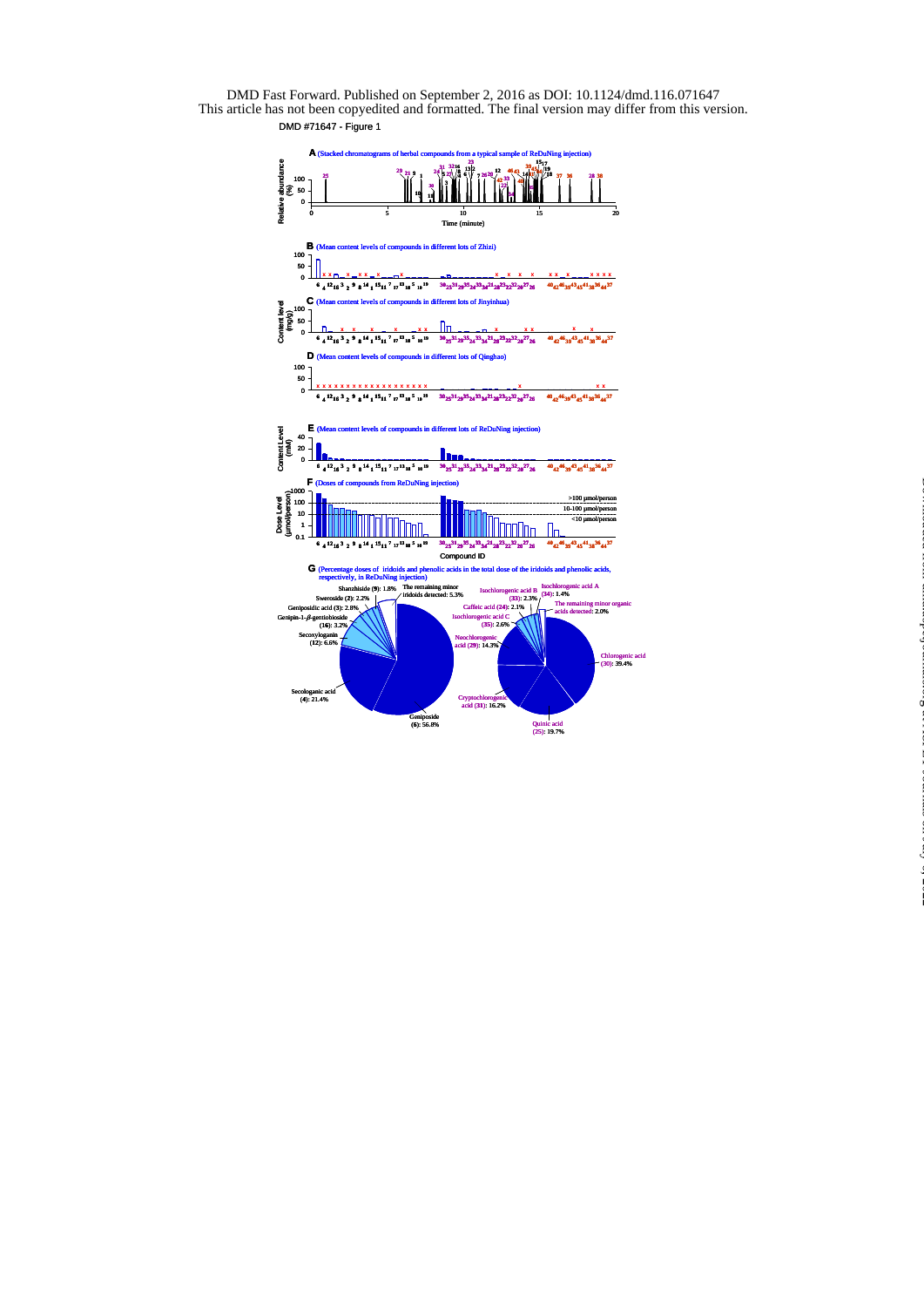DMD #71647 - Figure 1

**A** (Stacked chromatograms of herbal compounds from a typical sample of ReDuNing injection)

**B** (Mean content levels of compounds in different lots of Zhizi)

**C** (Mean content levels of compounds in different lots of Jinyinhua)

**D** (Mean content levels of compounds in different lots of Qinghao)

**E** (Mean content levels of compounds in different lots of ReDuNing injection)

**F** (Doses of compounds from ReDuNing injection)

**G** (Percentage doses of iridoids and phenolic acids in the total dose of the iridoids and phenolic acids, respectively, in ReDuNing injection)

Geniposide (6): 56.8%; Secologanic acid (4): 21.4%; Secoxyloganin (12): 6.6%; Genipin-1-β-gentiobioside (16): 3.2%; Geniposidic acid (3): 2.8%; Sweroside (2): 2.2%; Shanzhiside (9): 1.8%; The remaining minor iridoids detected: 5.3%

Chlorogenic acid (30): 39.4%; Quinic acid (25): 19.7%; Cryptochlorogenic acid (31): 16.2%; Neochlorogenic acid (29): 14.3%; Isochlorogenic acid C (35): 2.6%; Isochlorogenic acid B (33): 2.3%; Caffeic acid (24): 2.1%; Isochlorogenic acid A (34): 1.4%; The remaining minor organic acids detected: 2.0%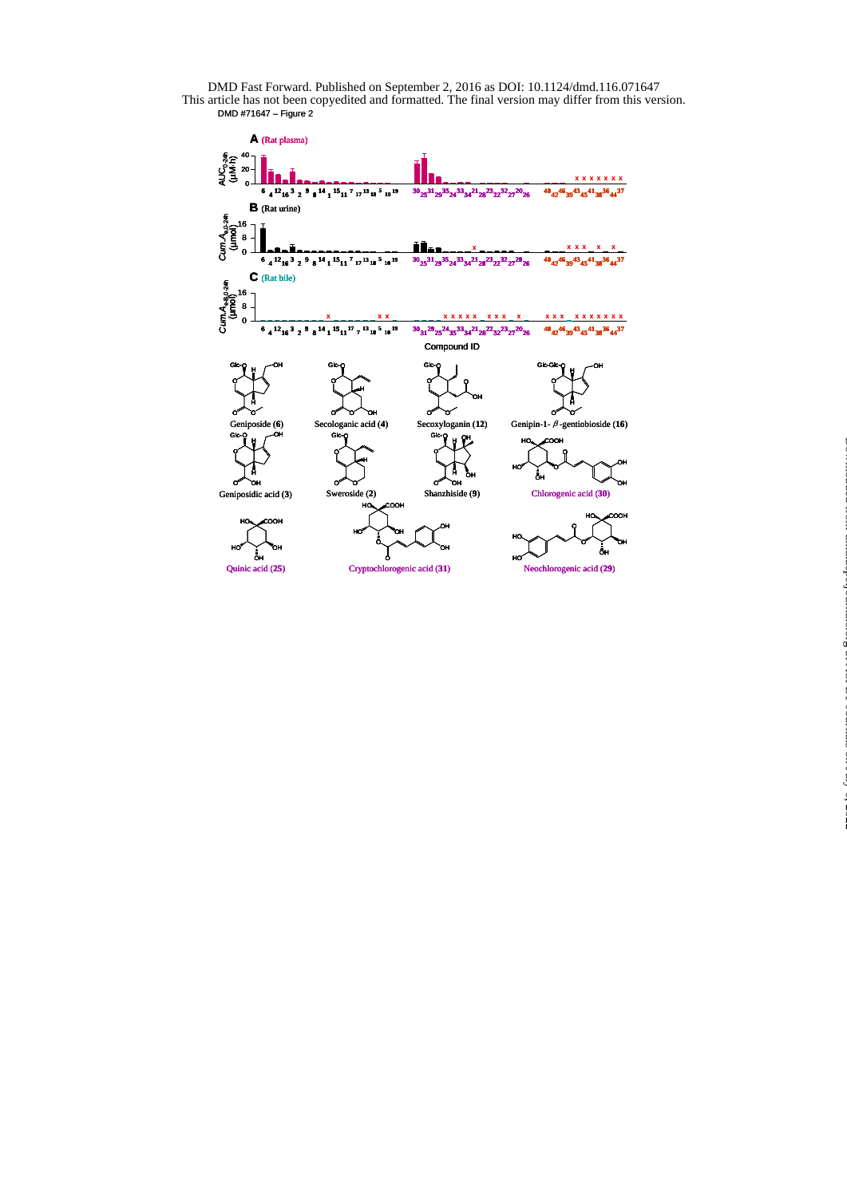DMD #71647 – Figure 2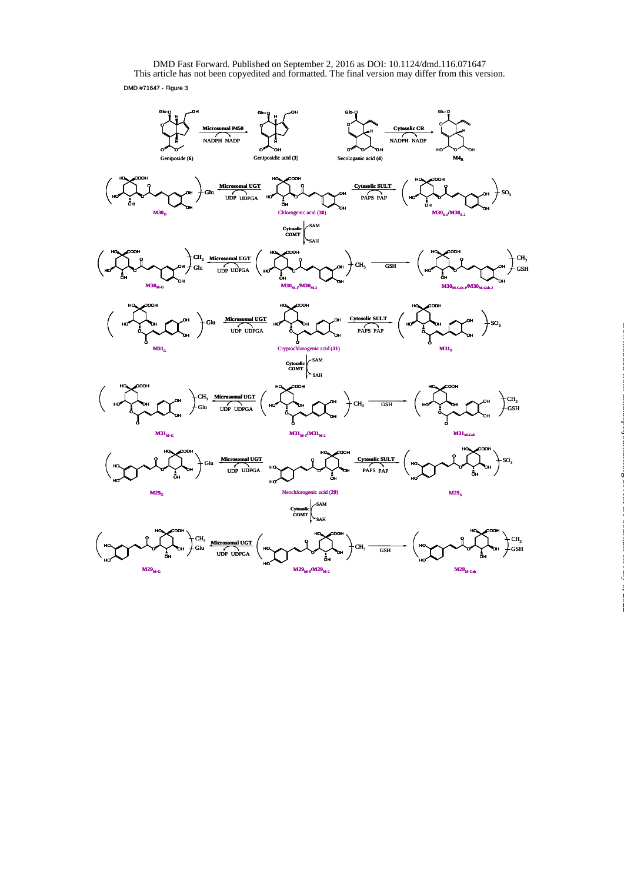DMD #71647 - Figure 3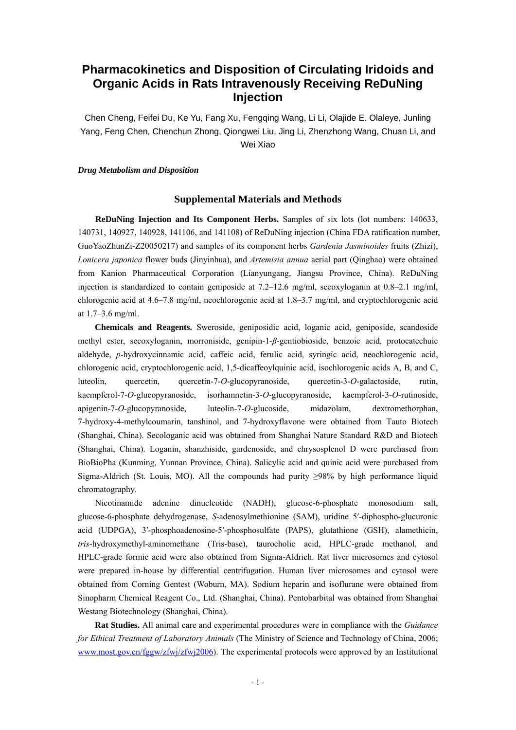# Pharmacokinetics and Disposition of Circulating Iridoids and Organic Acids in Rats Intravenously Receiving ReDuNing Injection

Chen Cheng, Feifei Du, Ke Yu, Fang Xu, Fengqing Wang, Li Li, Olajide E. Olaleye, Junling Yang, Feng Chen, Chenchun Zhong, Qiongwei Liu, Jing Li, Zhenzhong Wang, Chuan Li, and Wei Xiao

***Drug Metabolism and Disposition***

## Supplemental Materials and Methods

**ReDuNing Injection and Its Component Herbs.** Samples of six lots (lot numbers: 140633, 140731, 140927, 140928, 141106, and 141108) of ReDuNing injection (China FDA ratification number, GuoYaoZhunZi-Z20050217) and samples of its component herbs *Gardenia Jasminoides* fruits (Zhizi), *Lonicera japonica* flower buds (Jinyinhua), and *Artemisia annua* aerial part (Qinghao) were obtained from Kanion Pharmaceutical Corporation (Lianyungang, Jiangsu Province, China). ReDuNing injection is standardized to contain geniposide at 7.2–12.6 mg/ml, secoxyloganin at 0.8–2.1 mg/ml, chlorogenic acid at 4.6–7.8 mg/ml, neochlorogenic acid at 1.8–3.7 mg/ml, and cryptochlorogenic acid at 1.7–3.6 mg/ml.

**Chemicals and Reagents.** Sweroside, geniposidic acid, loganic acid, geniposide, scandoside methyl ester, secoxyloganin, morroniside, genipin-1-*β*-gentiobioside, benzoic acid, protocatechuic aldehyde, *p*-hydroxycinnamic acid, caffeic acid, ferulic acid, syringic acid, neochlorogenic acid, chlorogenic acid, cryptochlorogenic acid, 1,5-dicaffeoylquinic acid, isochlorogenic acids A, B, and C, luteolin, quercetin, quercetin-7-*O*-glucopyranoside, quercetin-3-*O*-galactoside, rutin, kaempferol-7-*O*-glucopyranoside, isorhamnetin-3-*O*-glucopyranoside, kaempferol-3-*O*-rutinoside, apigenin-7-*O*-glucopyranoside, luteolin-7-*O*-glucoside, midazolam, dextromethorphan, 7-hydroxy-4-methylcoumarin, tanshinol, and 7-hydroxyflavone were obtained from Tauto Biotech (Shanghai, China). Secologanic acid was obtained from Shanghai Nature Standard R&D and Biotech (Shanghai, China). Loganin, shanzhiside, gardenoside, and chrysosplenol D were purchased from BioBioPha (Kunming, Yunnan Province, China). Salicylic acid and quinic acid were purchased from Sigma-Aldrich (St. Louis, MO). All the compounds had purity ≥98% by high performance liquid chromatography.

Nicotinamide adenine dinucleotide (NADH), glucose-6-phosphate monosodium salt, glucose-6-phosphate dehydrogenase, *S*-adenosylmethionine (SAM), uridine 5′-diphospho-glucuronic acid (UDPGA), 3′-phosphoadenosine-5′-phosphosulfate (PAPS), glutathione (GSH), alamethicin, *tris*-hydroxymethyl-aminomethane (Tris-base), taurocholic acid, HPLC-grade methanol, and HPLC-grade formic acid were also obtained from Sigma-Aldrich. Rat liver microsomes and cytosol were prepared in-house by differential centrifugation. Human liver microsomes and cytosol were obtained from Corning Gentest (Woburn, MA). Sodium heparin and isoflurane were obtained from Sinopharm Chemical Reagent Co., Ltd. (Shanghai, China). Pentobarbital was obtained from Shanghai Westang Biotechnology (Shanghai, China).

**Rat Studies.** All animal care and experimental procedures were in compliance with the *Guidance for Ethical Treatment of Laboratory Animals* (The Ministry of Science and Technology of China, 2006; www.most.gov.cn/fggw/zfwj/zfwj2006). The experimental protocols were approved by an Institutional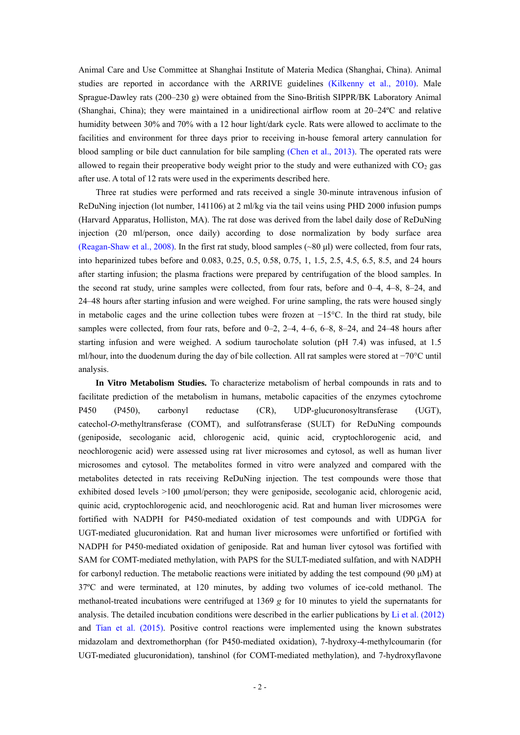Animal Care and Use Committee at Shanghai Institute of Materia Medica (Shanghai, China). Animal studies are reported in accordance with the ARRIVE guidelines (Kilkenny et al., 2010). Male Sprague-Dawley rats (200–230 g) were obtained from the Sino-British SIPPR/BK Laboratory Animal (Shanghai, China); they were maintained in a unidirectional airflow room at 20–24ºC and relative humidity between 30% and 70% with a 12 hour light/dark cycle. Rats were allowed to acclimate to the facilities and environment for three days prior to receiving in-house femoral artery cannulation for blood sampling or bile duct cannulation for bile sampling (Chen et al., 2013). The operated rats were allowed to regain their preoperative body weight prior to the study and were euthanized with $CO_2$ gas after use. A total of 12 rats were used in the experiments described here.

Three rat studies were performed and rats received a single 30-minute intravenous infusion of ReDuNing injection (lot number, 141106) at 2 ml/kg via the tail veins using PHD 2000 infusion pumps (Harvard Apparatus, Holliston, MA). The rat dose was derived from the label daily dose of ReDuNing injection (20 ml/person, once daily) according to dose normalization by body surface area (Reagan-Shaw et al., 2008). In the first rat study, blood samples (~80 µl) were collected, from four rats, into heparinized tubes before and 0.083, 0.25, 0.5, 0.58, 0.75, 1, 1.5, 2.5, 4.5, 6.5, 8.5, and 24 hours after starting infusion; the plasma fractions were prepared by centrifugation of the blood samples. In the second rat study, urine samples were collected, from four rats, before and 0–4, 4–8, 8–24, and 24–48 hours after starting infusion and were weighed. For urine sampling, the rats were housed singly in metabolic cages and the urine collection tubes were frozen at −15°C. In the third rat study, bile samples were collected, from four rats, before and 0–2, 2–4, 4–6, 6–8, 8–24, and 24–48 hours after starting infusion and were weighed. A sodium taurocholate solution (pH 7.4) was infused, at 1.5 ml/hour, into the duodenum during the day of bile collection. All rat samples were stored at −70°C until analysis.

**In Vitro Metabolism Studies.** To characterize metabolism of herbal compounds in rats and to facilitate prediction of the metabolism in humans, metabolic capacities of the enzymes cytochrome P450 (P450), carbonyl reductase (CR), UDP-glucuronosyltransferase (UGT), catechol-*O*-methyltransferase (COMT), and sulfotransferase (SULT) for ReDuNing compounds (geniposide, secologanic acid, chlorogenic acid, quinic acid, cryptochlorogenic acid, and neochlorogenic acid) were assessed using rat liver microsomes and cytosol, as well as human liver microsomes and cytosol. The metabolites formed in vitro were analyzed and compared with the metabolites detected in rats receiving ReDuNing injection. The test compounds were those that exhibited dosed levels >100 µmol/person; they were geniposide, secologanic acid, chlorogenic acid, quinic acid, cryptochlorogenic acid, and neochlorogenic acid. Rat and human liver microsomes were fortified with NADPH for P450-mediated oxidation of test compounds and with UDPGA for UGT-mediated glucuronidation. Rat and human liver microsomes were unfortified or fortified with NADPH for P450-mediated oxidation of geniposide. Rat and human liver cytosol was fortified with SAM for COMT-mediated methylation, with PAPS for the SULT-mediated sulfation, and with NADPH for carbonyl reduction. The metabolic reactions were initiated by adding the test compound (90 µM) at 37ºC and were terminated, at 120 minutes, by adding two volumes of ice-cold methanol. The methanol-treated incubations were centrifuged at 1369 *g* for 10 minutes to yield the supernatants for analysis. The detailed incubation conditions were described in the earlier publications by Li et al. (2012) and Tian et al. (2015). Positive control reactions were implemented using the known substrates midazolam and dextromethorphan (for P450-mediated oxidation), 7-hydroxy-4-methylcoumarin (for UGT-mediated glucuronidation), tanshinol (for COMT-mediated methylation), and 7-hydroxyflavone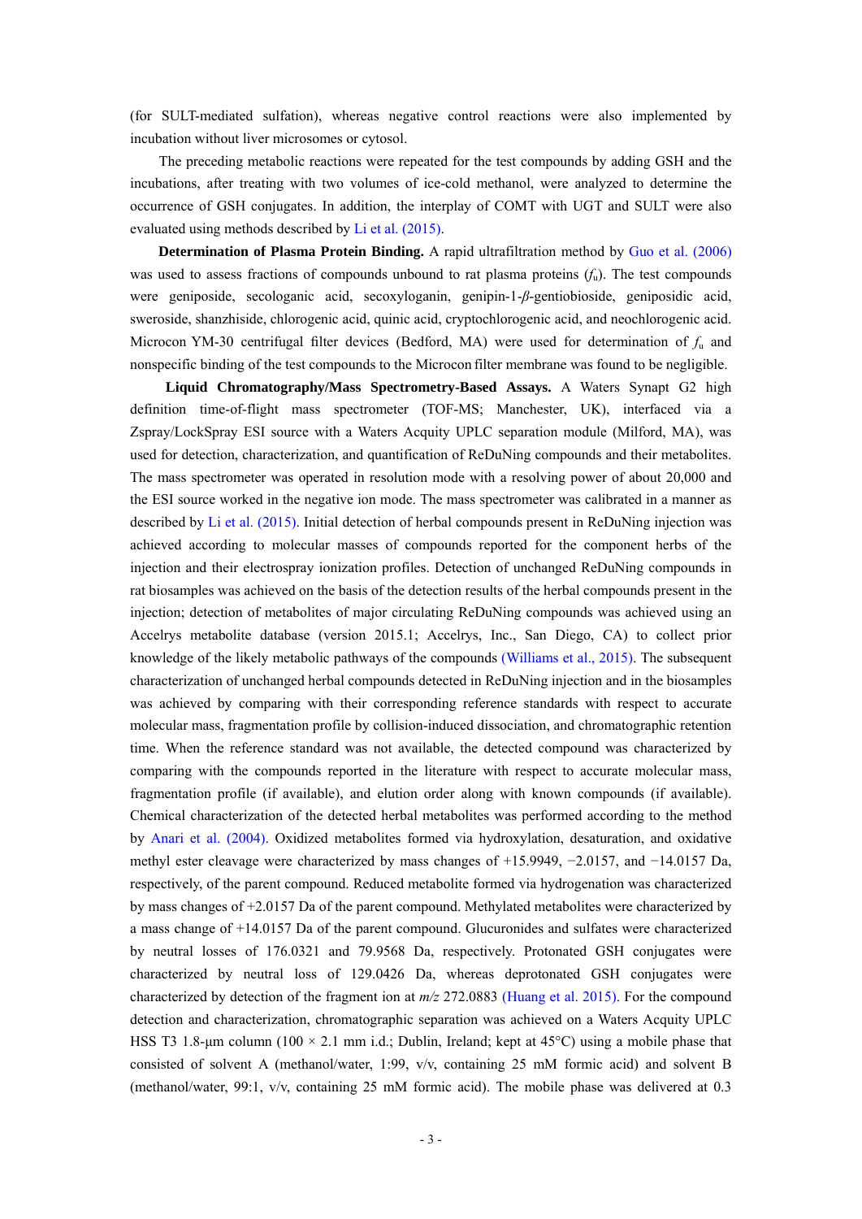(for SULT-mediated sulfation), whereas negative control reactions were also implemented by incubation without liver microsomes or cytosol.

The preceding metabolic reactions were repeated for the test compounds by adding GSH and the incubations, after treating with two volumes of ice-cold methanol, were analyzed to determine the occurrence of GSH conjugates. In addition, the interplay of COMT with UGT and SULT were also evaluated using methods described by Li et al. (2015).

**Determination of Plasma Protein Binding.** A rapid ultrafiltration method by Guo et al. (2006) was used to assess fractions of compounds unbound to rat plasma proteins ($f_u$). The test compounds were geniposide, secologanic acid, secoxyloganin, genipin-1-*β*-gentiobioside, geniposidic acid, sweroside, shanzhiside, chlorogenic acid, quinic acid, cryptochlorogenic acid, and neochlorogenic acid. Microcon YM-30 centrifugal filter devices (Bedford, MA) were used for determination of $f_u$ and nonspecific binding of the test compounds to the Microcon filter membrane was found to be negligible.

**Liquid Chromatography/Mass Spectrometry-Based Assays.** A Waters Synapt G2 high definition time-of-flight mass spectrometer (TOF-MS; Manchester, UK), interfaced via a Zspray/LockSpray ESI source with a Waters Acquity UPLC separation module (Milford, MA), was used for detection, characterization, and quantification of ReDuNing compounds and their metabolites. The mass spectrometer was operated in resolution mode with a resolving power of about 20,000 and the ESI source worked in the negative ion mode. The mass spectrometer was calibrated in a manner as described by Li et al. (2015). Initial detection of herbal compounds present in ReDuNing injection was achieved according to molecular masses of compounds reported for the component herbs of the injection and their electrospray ionization profiles. Detection of unchanged ReDuNing compounds in rat biosamples was achieved on the basis of the detection results of the herbal compounds present in the injection; detection of metabolites of major circulating ReDuNing compounds was achieved using an Accelrys metabolite database (version 2015.1; Accelrys, Inc., San Diego, CA) to collect prior knowledge of the likely metabolic pathways of the compounds (Williams et al., 2015). The subsequent characterization of unchanged herbal compounds detected in ReDuNing injection and in the biosamples was achieved by comparing with their corresponding reference standards with respect to accurate molecular mass, fragmentation profile by collision-induced dissociation, and chromatographic retention time. When the reference standard was not available, the detected compound was characterized by comparing with the compounds reported in the literature with respect to accurate molecular mass, fragmentation profile (if available), and elution order along with known compounds (if available). Chemical characterization of the detected herbal metabolites was performed according to the method by Anari et al. (2004). Oxidized metabolites formed via hydroxylation, desaturation, and oxidative methyl ester cleavage were characterized by mass changes of +15.9949, −2.0157, and −14.0157 Da, respectively, of the parent compound. Reduced metabolite formed via hydrogenation was characterized by mass changes of +2.0157 Da of the parent compound. Methylated metabolites were characterized by a mass change of +14.0157 Da of the parent compound. Glucuronides and sulfates were characterized by neutral losses of 176.0321 and 79.9568 Da, respectively. Protonated GSH conjugates were characterized by neutral loss of 129.0426 Da, whereas deprotonated GSH conjugates were characterized by detection of the fragment ion at *m/z* 272.0883 (Huang et al. 2015). For the compound detection and characterization, chromatographic separation was achieved on a Waters Acquity UPLC HSS T3 1.8-μm column (100 × 2.1 mm i.d.; Dublin, Ireland; kept at 45°C) using a mobile phase that consisted of solvent A (methanol/water, 1:99, v/v, containing 25 mM formic acid) and solvent B (methanol/water, 99:1, v/v, containing 25 mM formic acid). The mobile phase was delivered at 0.3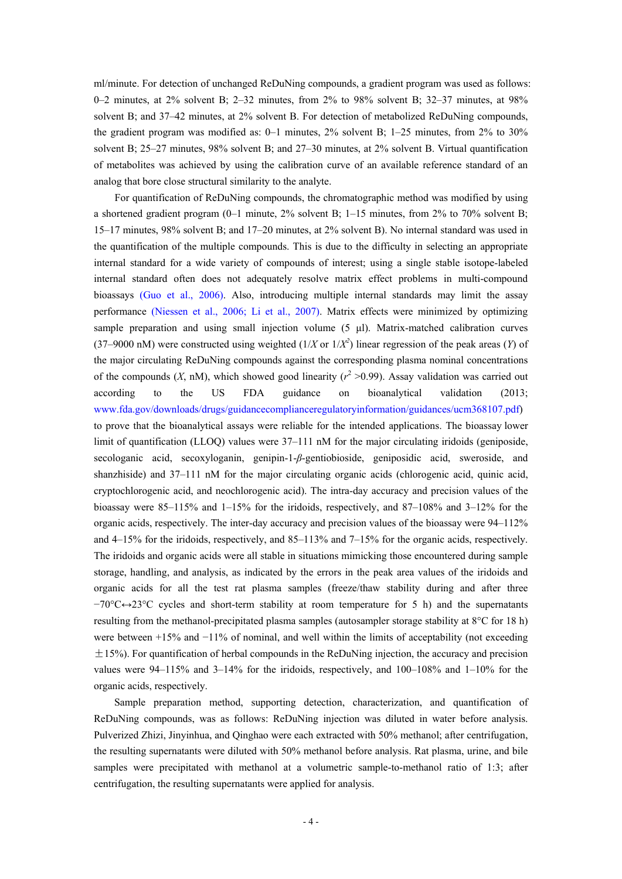ml/minute. For detection of unchanged ReDuNing compounds, a gradient program was used as follows: 0–2 minutes, at 2% solvent B; 2–32 minutes, from 2% to 98% solvent B; 32–37 minutes, at 98% solvent B; and 37–42 minutes, at 2% solvent B. For detection of metabolized ReDuNing compounds, the gradient program was modified as: 0–1 minutes, 2% solvent B; 1–25 minutes, from 2% to 30% solvent B; 25–27 minutes, 98% solvent B; and 27–30 minutes, at 2% solvent B. Virtual quantification of metabolites was achieved by using the calibration curve of an available reference standard of an analog that bore close structural similarity to the analyte.

For quantification of ReDuNing compounds, the chromatographic method was modified by using a shortened gradient program (0–1 minute, 2% solvent B; 1–15 minutes, from 2% to 70% solvent B; 15–17 minutes, 98% solvent B; and 17–20 minutes, at 2% solvent B). No internal standard was used in the quantification of the multiple compounds. This is due to the difficulty in selecting an appropriate internal standard for a wide variety of compounds of interest; using a single stable isotope-labeled internal standard often does not adequately resolve matrix effect problems in multi-compound bioassays (Guo et al., 2006). Also, introducing multiple internal standards may limit the assay performance (Niessen et al., 2006; Li et al., 2007). Matrix effects were minimized by optimizing sample preparation and using small injection volume (5 µl). Matrix-matched calibration curves (37–9000 nM) were constructed using weighted ($1/X$ or $1/X^2$) linear regression of the peak areas ($Y$) of the major circulating ReDuNing compounds against the corresponding plasma nominal concentrations of the compounds ($X$, nM), which showed good linearity ($r^2$ >0.99). Assay validation was carried out according to the US FDA guidance on bioanalytical validation (2013; www.fda.gov/downloads/drugs/guidancecomplianceregulatoryinformation/guidances/ucm368107.pdf) to prove that the bioanalytical assays were reliable for the intended applications. The bioassay lower limit of quantification (LLOQ) values were 37–111 nM for the major circulating iridoids (geniposide, secologanic acid, secoxyloganin, genipin-1-*β*-gentiobioside, geniposidic acid, sweroside, and shanzhiside) and 37–111 nM for the major circulating organic acids (chlorogenic acid, quinic acid, cryptochlorogenic acid, and neochlorogenic acid). The intra-day accuracy and precision values of the bioassay were 85–115% and 1–15% for the iridoids, respectively, and 87–108% and 3–12% for the organic acids, respectively. The inter-day accuracy and precision values of the bioassay were 94–112% and 4–15% for the iridoids, respectively, and 85–113% and 7–15% for the organic acids, respectively. The iridoids and organic acids were all stable in situations mimicking those encountered during sample storage, handling, and analysis, as indicated by the errors in the peak area values of the iridoids and organic acids for all the test rat plasma samples (freeze/thaw stability during and after three −70°C↔23°C cycles and short-term stability at room temperature for 5 h) and the supernatants resulting from the methanol-precipitated plasma samples (autosampler storage stability at 8°C for 18 h) were between +15% and −11% of nominal, and well within the limits of acceptability (not exceeding ±15%). For quantification of herbal compounds in the ReDuNing injection, the accuracy and precision values were 94–115% and 3–14% for the iridoids, respectively, and 100–108% and 1–10% for the organic acids, respectively.

Sample preparation method, supporting detection, characterization, and quantification of ReDuNing compounds, was as follows: ReDuNing injection was diluted in water before analysis. Pulverized Zhizi, Jinyinhua, and Qinghao were each extracted with 50% methanol; after centrifugation, the resulting supernatants were diluted with 50% methanol before analysis. Rat plasma, urine, and bile samples were precipitated with methanol at a volumetric sample-to-methanol ratio of 1:3; after centrifugation, the resulting supernatants were applied for analysis.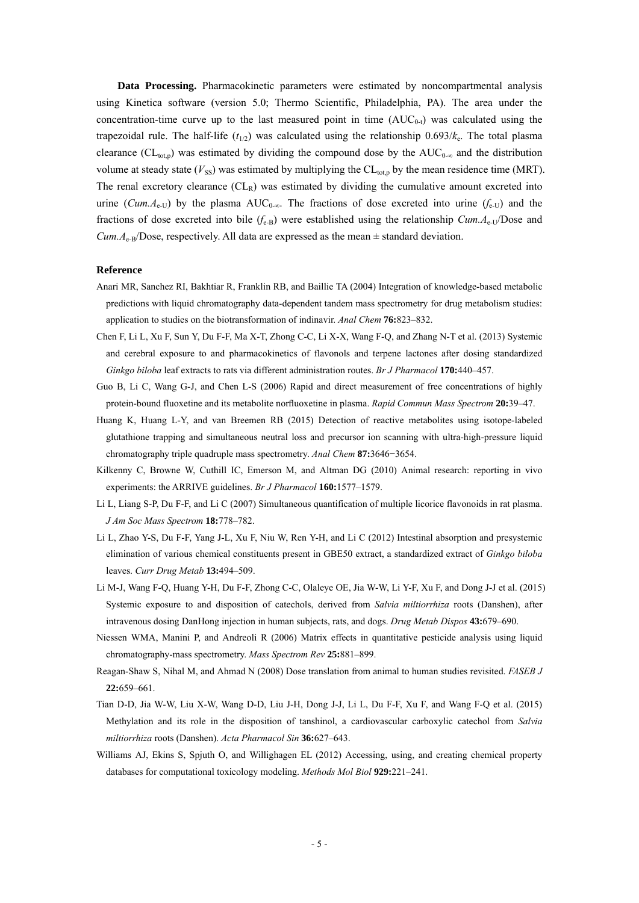**Data Processing.** Pharmacokinetic parameters were estimated by noncompartmental analysis using Kinetica software (version 5.0; Thermo Scientific, Philadelphia, PA). The area under the concentration-time curve up to the last measured point in time ($AUC_{0\text{-}t}$) was calculated using the trapezoidal rule. The half-life ($t_{1/2}$) was calculated using the relationship $0.693/k_e$. The total plasma clearance ($CL_{tot,p}$) was estimated by dividing the compound dose by the $AUC_{0\text{-}\infty}$ and the distribution volume at steady state ($V_{SS}$) was estimated by multiplying the $CL_{tot,p}$ by the mean residence time (MRT). The renal excretory clearance ($CL_R$) was estimated by dividing the cumulative amount excreted into urine ($Cum.A_{e\text{-}U}$) by the plasma $AUC_{0\text{-}\infty}$. The fractions of dose excreted into urine ($f_{e\text{-}U}$) and the fractions of dose excreted into bile ($f_{e\text{-}B}$) were established using the relationship $Cum.A_{e\text{-}U}$/Dose and $Cum.A_{e\text{-}B}$/Dose, respectively. All data are expressed as the mean ± standard deviation.

### Reference

Anari MR, Sanchez RI, Bakhtiar R, Franklin RB, and Baillie TA (2004) Integration of knowledge-based metabolic predictions with liquid chromatography data-dependent tandem mass spectrometry for drug metabolism studies: application to studies on the biotransformation of indinavir. *Anal Chem* **76:**823–832.

Chen F, Li L, Xu F, Sun Y, Du F-F, Ma X-T, Zhong C-C, Li X-X, Wang F-Q, and Zhang N-T et al. (2013) Systemic and cerebral exposure to and pharmacokinetics of flavonols and terpene lactones after dosing standardized *Ginkgo biloba* leaf extracts to rats via different administration routes. *Br J Pharmacol* **170:**440–457.

Guo B, Li C, Wang G-J, and Chen L-S (2006) Rapid and direct measurement of free concentrations of highly protein-bound fluoxetine and its metabolite norfluoxetine in plasma. *Rapid Commun Mass Spectrom* **20:**39–47.

Huang K, Huang L-Y, and van Breemen RB (2015) Detection of reactive metabolites using isotope-labeled glutathione trapping and simultaneous neutral loss and precursor ion scanning with ultra-high-pressure liquid chromatography triple quadruple mass spectrometry. *Anal Chem* **87:**3646−3654.

Kilkenny C, Browne W, Cuthill IC, Emerson M, and Altman DG (2010) Animal research: reporting in vivo experiments: the ARRIVE guidelines. *Br J Pharmacol* **160:**1577–1579.

Li L, Liang S-P, Du F-F, and Li C (2007) Simultaneous quantification of multiple licorice flavonoids in rat plasma. *J Am Soc Mass Spectrom* **18:**778–782.

Li L, Zhao Y-S, Du F-F, Yang J-L, Xu F, Niu W, Ren Y-H, and Li C (2012) Intestinal absorption and presystemic elimination of various chemical constituents present in GBE50 extract, a standardized extract of *Ginkgo biloba* leaves. *Curr Drug Metab* **13:**494–509.

Li M-J, Wang F-Q, Huang Y-H, Du F-F, Zhong C-C, Olaleye OE, Jia W-W, Li Y-F, Xu F, and Dong J-J et al. (2015) Systemic exposure to and disposition of catechols, derived from *Salvia miltiorrhiza* roots (Danshen), after intravenous dosing DanHong injection in human subjects, rats, and dogs. *Drug Metab Dispos* **43:**679–690.

Niessen WMA, Manini P, and Andreoli R (2006) Matrix effects in quantitative pesticide analysis using liquid chromatography-mass spectrometry. *Mass Spectrom Rev* **25:**881–899.

Reagan-Shaw S, Nihal M, and Ahmad N (2008) Dose translation from animal to human studies revisited. *FASEB J* **22:**659–661.

Tian D-D, Jia W-W, Liu X-W, Wang D-D, Liu J-H, Dong J-J, Li L, Du F-F, Xu F, and Wang F-Q et al. (2015) Methylation and its role in the disposition of tanshinol, a cardiovascular carboxylic catechol from *Salvia miltiorrhiza* roots (Danshen). *Acta Pharmacol Sin* **36:**627–643.

Williams AJ, Ekins S, Spjuth O, and Willighagen EL (2012) Accessing, using, and creating chemical property databases for computational toxicology modeling. *Methods Mol Biol* **929:**221–241.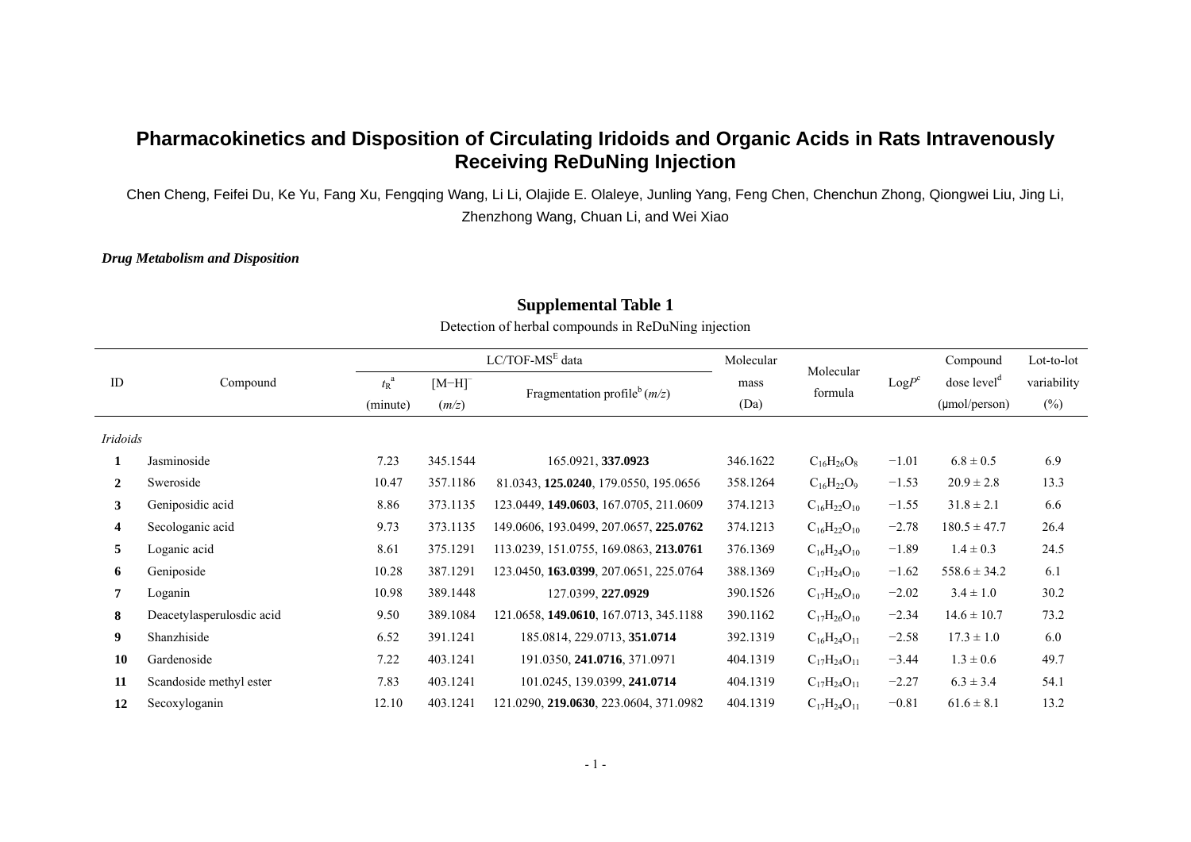# Pharmacokinetics and Disposition of Circulating Iridoids and Organic Acids in Rats Intravenously Receiving ReDuNing Injection

Chen Cheng, Feifei Du, Ke Yu, Fang Xu, Fengqing Wang, Li Li, Olajide E. Olaleye, Junling Yang, Feng Chen, Chenchun Zhong, Qiongwei Liu, Jing Li, Zhenzhong Wang, Chuan Li, and Wei Xiao

***Drug Metabolism and Disposition***

## Supplemental Table 1

Detection of herbal compounds in ReDuNing injection

| ID | Compound | LC/TOF-MS[E] data | | | Molecular mass (Da) | Molecular formula | LogP[c] | Compound dose level[d] (μmol/person) | Lot-to-lot variability (%) |
|---|---|---|---|---|---|---|---|---|---|
| | | $t_R$[a] (minute) | $[M-H]^-$ ($m/z$) | Fragmentation profile[b] ($m/z$) | | | | | |
| *Iridoids* | | | | | | | | | |
| **1** | Jasminoside | 7.23 | 345.1544 | 165.0921, **337.0923** | 346.1622 | $C_{16}H_{26}O_8$ | −1.01 | 6.8 ± 0.5 | 6.9 |
| **2** | Sweroside | 10.47 | 357.1186 | 81.0343, **125.0240**, 179.0550, 195.0656 | 358.1264 | $C_{16}H_{22}O_9$ | −1.53 | 20.9 ± 2.8 | 13.3 |
| **3** | Geniposidic acid | 8.86 | 373.1135 | 123.0449, **149.0603**, 167.0705, 211.0609 | 374.1213 | $C_{16}H_{22}O_{10}$ | −1.55 | 31.8 ± 2.1 | 6.6 |
| **4** | Secologanic acid | 9.73 | 373.1135 | 149.0606, 193.0499, 207.0657, **225.0762** | 374.1213 | $C_{16}H_{22}O_{10}$ | −2.78 | 180.5 ± 47.7 | 26.4 |
| **5** | Loganic acid | 8.61 | 375.1291 | 113.0239, 151.0755, 169.0863, **213.0761** | 376.1369 | $C_{16}H_{24}O_{10}$ | −1.89 | 1.4 ± 0.3 | 24.5 |
| **6** | Geniposide | 10.28 | 387.1291 | 123.0450, **163.0399**, 207.0651, 225.0764 | 388.1369 | $C_{17}H_{24}O_{10}$ | −1.62 | 558.6 ± 34.2 | 6.1 |
| **7** | Loganin | 10.98 | 389.1448 | 127.0399, **227.0929** | 390.1526 | $C_{17}H_{26}O_{10}$ | −2.02 | 3.4 ± 1.0 | 30.2 |
| **8** | Deacetylasperulosdic acid | 9.50 | 389.1084 | 121.0658, **149.0610**, 167.0713, 345.1188 | 390.1162 | $C_{17}H_{26}O_{10}$ | −2.34 | 14.6 ± 10.7 | 73.2 |
| **9** | Shanzhiside | 6.52 | 391.1241 | 185.0814, 229.0713, **351.0714** | 392.1319 | $C_{16}H_{24}O_{11}$ | −2.58 | 17.3 ± 1.0 | 6.0 |
| **10** | Gardenoside | 7.22 | 403.1241 | 191.0350, **241.0716**, 371.0971 | 404.1319 | $C_{17}H_{24}O_{11}$ | −3.44 | 1.3 ± 0.6 | 49.7 |
| **11** | Scandoside methyl ester | 7.83 | 403.1241 | 101.0245, 139.0399, **241.0714** | 404.1319 | $C_{17}H_{24}O_{11}$ | −2.27 | 6.3 ± 3.4 | 54.1 |
| **12** | Secoxyloganin | 12.10 | 403.1241 | 121.0290, **219.0630**, 223.0604, 371.0982 | 404.1319 | $C_{17}H_{24}O_{11}$ | −0.81 | 61.6 ± 8.1 | 13.2 |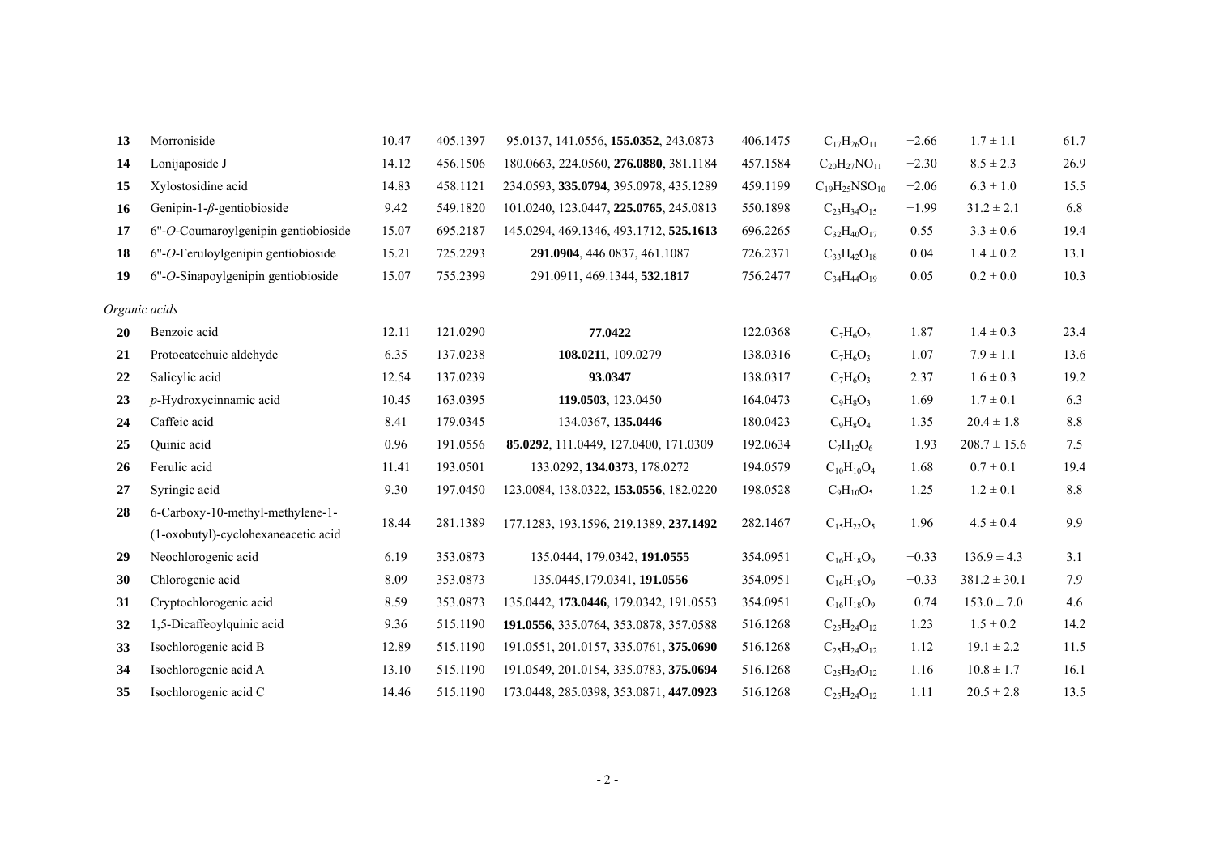| | | | | | | | | | |
|---|---|---|---|---|---|---|---|---|---|
| **13** | Morroniside | 10.47 | 405.1397 | 95.0137, 141.0556, **155.0352**, 243.0873 | 406.1475 | $C_{17}H_{26}O_{11}$ | −2.66 | 1.7 ± 1.1 | 61.7 |
| **14** | Lonijaposide J | 14.12 | 456.1506 | 180.0663, 224.0560, **276.0880**, 381.1184 | 457.1584 | $C_{20}H_{27}NO_{11}$ | −2.30 | 8.5 ± 2.3 | 26.9 |
| **15** | Xylostosidine acid | 14.83 | 458.1121 | 234.0593, **335.0794**, 395.0978, 435.1289 | 459.1199 | $C_{19}H_{25}NSO_{10}$ | −2.06 | 6.3 ± 1.0 | 15.5 |
| **16** | Genipin-1-*β*-gentiobioside | 9.42 | 549.1820 | 101.0240, 123.0447, **225.0765**, 245.0813 | 550.1898 | $C_{23}H_{34}O_{15}$ | −1.99 | 31.2 ± 2.1 | 6.8 |
| **17** | 6''-*O*-Coumaroylgenipin gentiobioside | 15.07 | 695.2187 | 145.0294, 469.1346, 493.1712, **525.1613** | 696.2265 | $C_{32}H_{40}O_{17}$ | 0.55 | 3.3 ± 0.6 | 19.4 |
| **18** | 6''-*O*-Feruloylgenipin gentiobioside | 15.21 | 725.2293 | **291.0904**, 446.0837, 461.1087 | 726.2371 | $C_{33}H_{42}O_{18}$ | 0.04 | 1.4 ± 0.2 | 13.1 |
| **19** | 6''-*O*-Sinapoylgenipin gentiobioside | 15.07 | 755.2399 | 291.0911, 469.1344, **532.1817** | 756.2477 | $C_{34}H_{44}O_{19}$ | 0.05 | 0.2 ± 0.0 | 10.3 |
| *Organic acids* | | | | | | | | | |
| **20** | Benzoic acid | 12.11 | 121.0290 | **77.0422** | 122.0368 | $C_7H_6O_2$ | 1.87 | 1.4 ± 0.3 | 23.4 |
| **21** | Protocatechuic aldehyde | 6.35 | 137.0238 | **108.0211**, 109.0279 | 138.0316 | $C_7H_6O_3$ | 1.07 | 7.9 ± 1.1 | 13.6 |
| **22** | Salicylic acid | 12.54 | 137.0239 | **93.0347** | 138.0317 | $C_7H_6O_3$ | 2.37 | 1.6 ± 0.3 | 19.2 |
| **23** | *p*-Hydroxycinnamic acid | 10.45 | 163.0395 | **119.0503**, 123.0450 | 164.0473 | $C_9H_8O_3$ | 1.69 | 1.7 ± 0.1 | 6.3 |
| **24** | Caffeic acid | 8.41 | 179.0345 | 134.0367, **135.0446** | 180.0423 | $C_9H_8O_4$ | 1.35 | 20.4 ± 1.8 | 8.8 |
| **25** | Quinic acid | 0.96 | 191.0556 | **85.0292**, 111.0449, 127.0400, 171.0309 | 192.0634 | $C_7H_{12}O_6$ | −1.93 | 208.7 ± 15.6 | 7.5 |
| **26** | Ferulic acid | 11.41 | 193.0501 | 133.0292, **134.0373**, 178.0272 | 194.0579 | $C_{10}H_{10}O_4$ | 1.68 | 0.7 ± 0.1 | 19.4 |
| **27** | Syringic acid | 9.30 | 197.0450 | 123.0084, 138.0322, **153.0556**, 182.0220 | 198.0528 | $C_9H_{10}O_5$ | 1.25 | 1.2 ± 0.1 | 8.8 |
| **28** | 6-Carboxy-10-methyl-methylene-1-(1-oxobutyl)-cyclohexaneacetic acid | 18.44 | 281.1389 | 177.1283, 193.1596, 219.1389, **237.1492** | 282.1467 | $C_{15}H_{22}O_5$ | 1.96 | 4.5 ± 0.4 | 9.9 |
| **29** | Neochlorogenic acid | 6.19 | 353.0873 | 135.0444, 179.0342, **191.0555** | 354.0951 | $C_{16}H_{18}O_9$ | −0.33 | 136.9 ± 4.3 | 3.1 |
| **30** | Chlorogenic acid | 8.09 | 353.0873 | 135.0445,179.0341, **191.0556** | 354.0951 | $C_{16}H_{18}O_9$ | −0.33 | 381.2 ± 30.1 | 7.9 |
| **31** | Cryptochlorogenic acid | 8.59 | 353.0873 | 135.0442, **173.0446**, 179.0342, 191.0553 | 354.0951 | $C_{16}H_{18}O_9$ | −0.74 | 153.0 ± 7.0 | 4.6 |
| **32** | 1,5-Dicaffeoylquinic acid | 9.36 | 515.1190 | **191.0556**, 335.0764, 353.0878, 357.0588 | 516.1268 | $C_{25}H_{24}O_{12}$ | 1.23 | 1.5 ± 0.2 | 14.2 |
| **33** | Isochlorogenic acid B | 12.89 | 515.1190 | 191.0551, 201.0157, 335.0761, **375.0690** | 516.1268 | $C_{25}H_{24}O_{12}$ | 1.12 | 19.1 ± 2.2 | 11.5 |
| **34** | Isochlorogenic acid A | 13.10 | 515.1190 | 191.0549, 201.0154, 335.0783, **375.0694** | 516.1268 | $C_{25}H_{24}O_{12}$ | 1.16 | 10.8 ± 1.7 | 16.1 |
| **35** | Isochlorogenic acid C | 14.46 | 515.1190 | 173.0448, 285.0398, 353.0871, **447.0923** | 516.1268 | $C_{25}H_{24}O_{12}$ | 1.11 | 20.5 ± 2.8 | 13.5 |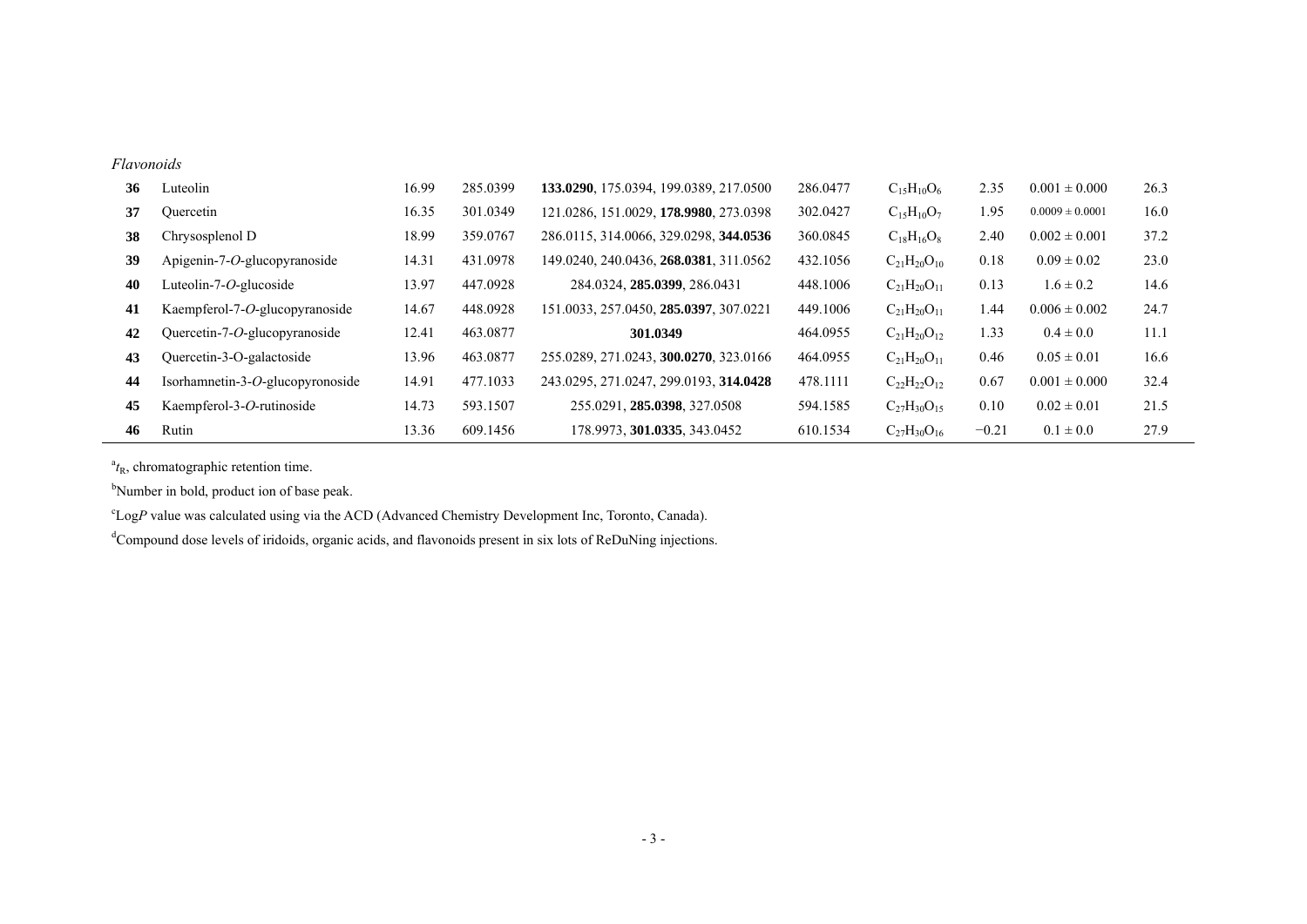| | | | | | | | | | |
|---|---|---|---|---|---|---|---|---|---|
| *Flavonoids* | | | | | | | | | |
| **36** | Luteolin | 16.99 | 285.0399 | **133.0290**, 175.0394, 199.0389, 217.0500 | 286.0477 | $C_{15}H_{10}O_6$ | 2.35 | 0.001 ± 0.000 | 26.3 |
| **37** | Quercetin | 16.35 | 301.0349 | 121.0286, 151.0029, **178.9980**, 273.0398 | 302.0427 | $C_{15}H_{10}O_7$ | 1.95 | 0.0009 ± 0.0001 | 16.0 |
| **38** | Chrysosplenol D | 18.99 | 359.0767 | 286.0115, 314.0066, 329.0298, **344.0536** | 360.0845 | $C_{18}H_{16}O_8$ | 2.40 | 0.002 ± 0.001 | 37.2 |
| **39** | Apigenin-7-*O*-glucopyranoside | 14.31 | 431.0978 | 149.0240, 240.0436, **268.0381**, 311.0562 | 432.1056 | $C_{21}H_{20}O_{10}$ | 0.18 | 0.09 ± 0.02 | 23.0 |
| **40** | Luteolin-7-*O*-glucoside | 13.97 | 447.0928 | 284.0324, **285.0399**, 286.0431 | 448.1006 | $C_{21}H_{20}O_{11}$ | 0.13 | 1.6 ± 0.2 | 14.6 |
| **41** | Kaempferol-7-*O*-glucopyranoside | 14.67 | 448.0928 | 151.0033, 257.0450, **285.0397**, 307.0221 | 449.1006 | $C_{21}H_{20}O_{11}$ | 1.44 | 0.006 ± 0.002 | 24.7 |
| **42** | Quercetin-7-*O*-glucopyranoside | 12.41 | 463.0877 | **301.0349** | 464.0955 | $C_{21}H_{20}O_{12}$ | 1.33 | 0.4 ± 0.0 | 11.1 |
| **43** | Quercetin-3-O-galactoside | 13.96 | 463.0877 | 255.0289, 271.0243, **300.0270**, 323.0166 | 464.0955 | $C_{21}H_{20}O_{11}$ | 0.46 | 0.05 ± 0.01 | 16.6 |
| **44** | Isorhamnetin-3-*O*-glucopyronoside | 14.91 | 477.1033 | 243.0295, 271.0247, 299.0193, **314.0428** | 478.1111 | $C_{22}H_{22}O_{12}$ | 0.67 | 0.001 ± 0.000 | 32.4 |
| **45** | Kaempferol-3-*O*-rutinoside | 14.73 | 593.1507 | 255.0291, **285.0398**, 327.0508 | 594.1585 | $C_{27}H_{30}O_{15}$ | 0.10 | 0.02 ± 0.01 | 21.5 |
| **46** | Rutin | 13.36 | 609.1456 | 178.9973, **301.0335**, 343.0452 | 610.1534 | $C_{27}H_{30}O_{16}$ | −0.21 | 0.1 ± 0.0 | 27.9 |

[a]$t_R$, chromatographic retention time.

[b]Number in bold, product ion of base peak.

[c]Log*P* value was calculated using via the ACD (Advanced Chemistry Development Inc, Toronto, Canada).

[d]Compound dose levels of iridoids, organic acids, and flavonoids present in six lots of ReDuNing injections.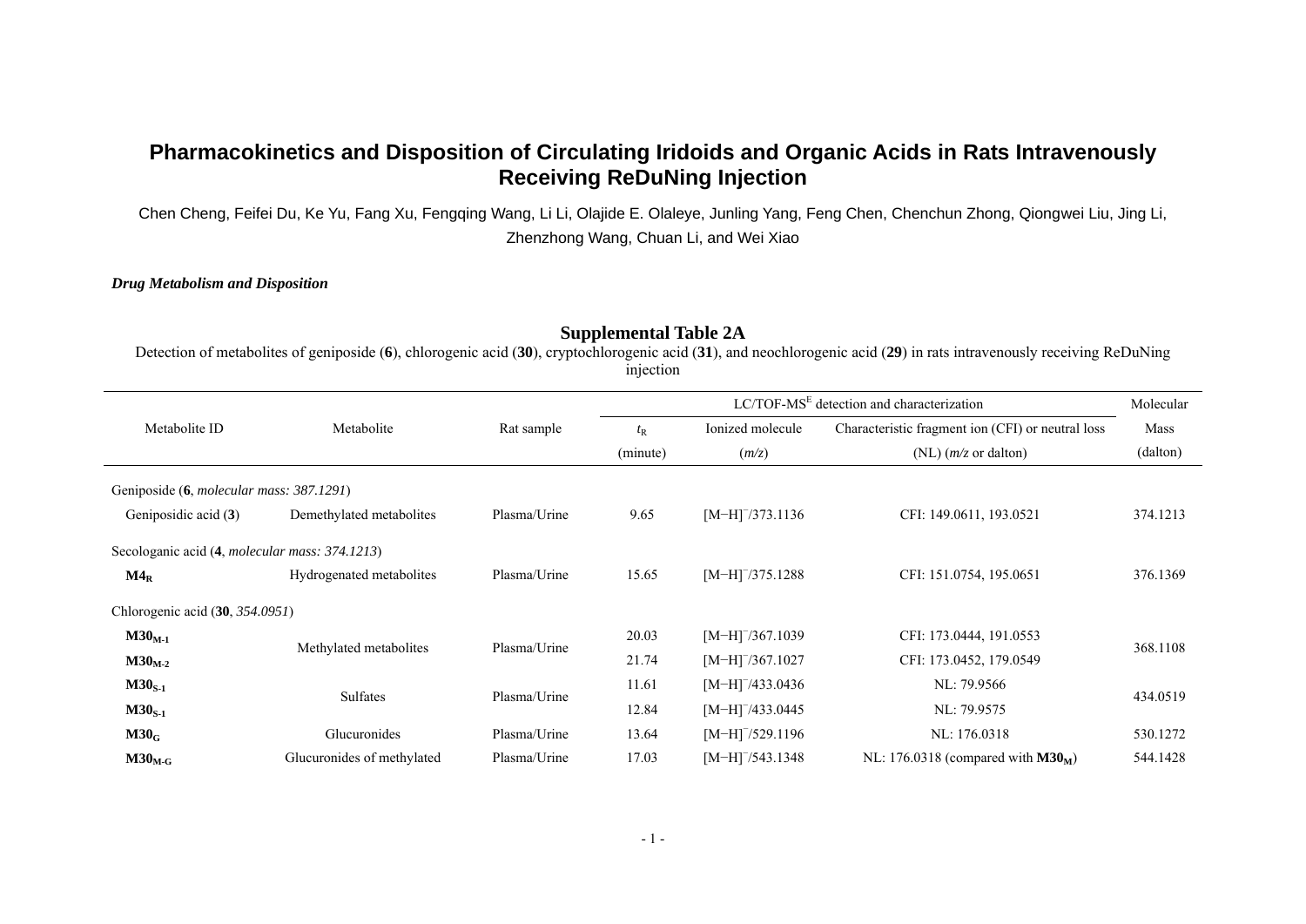# Pharmacokinetics and Disposition of Circulating Iridoids and Organic Acids in Rats Intravenously Receiving ReDuNing Injection

Chen Cheng, Feifei Du, Ke Yu, Fang Xu, Fengqing Wang, Li Li, Olajide E. Olaleye, Junling Yang, Feng Chen, Chenchun Zhong, Qiongwei Liu, Jing Li, Zhenzhong Wang, Chuan Li, and Wei Xiao

***Drug Metabolism and Disposition***

## Supplemental Table 2A

Detection of metabolites of geniposide (**6**), chlorogenic acid (**30**), cryptochlorogenic acid (**31**), and neochlorogenic acid (**29**) in rats intravenously receiving ReDuNing injection

| Metabolite ID | Metabolite | Rat sample | LC/TOF-$MS^E$ detection and characterization | | | Molecular Mass |
|---|---|---|---|---|---|---|
| | | | $t_R$ (minute) | Ionized molecule (*m/z*) | Characteristic fragment ion (CFI) or neutral loss (NL) (*m/z* or dalton) | (dalton) |
| Geniposide (**6**, *molecular mass: 387.1291*) | | | | | | |
| Geniposidic acid (**3**) | Demethylated metabolites | Plasma/Urine | 9.65 | $[M-H]^-$/373.1136 | CFI: 149.0611, 193.0521 | 374.1213 |
| Secologanic acid (**4**, *molecular mass: 374.1213*) | | | | | | |
| $\mathbf{M4_R}$ | Hydrogenated metabolites | Plasma/Urine | 15.65 | $[M-H]^-$/375.1288 | CFI: 151.0754, 195.0651 | 376.1369 |
| Chlorogenic acid (**30**, *354.0951*) | | | | | | |
| $\mathbf{M30_{M\text{-}1}}$ | Methylated metabolites | Plasma/Urine | 20.03 | $[M-H]^-$/367.1039 | CFI: 173.0444, 191.0553 | 368.1108 |
| $\mathbf{M30_{M\text{-}2}}$ | | | 21.74 | $[M-H]^-$/367.1027 | CFI: 173.0452, 179.0549 | |
| $\mathbf{M30_{S\text{-}1}}$ | Sulfates | Plasma/Urine | 11.61 | $[M-H]^-$/433.0436 | NL: 79.9566 | 434.0519 |
| $\mathbf{M30_{S\text{-}1}}$ | | | 12.84 | $[M-H]^-$/433.0445 | NL: 79.9575 | |
| $\mathbf{M30_G}$ | Glucuronides | Plasma/Urine | 13.64 | $[M-H]^-$/529.1196 | NL: 176.0318 | 530.1272 |
| $\mathbf{M30_{M\text{-}G}}$ | Glucuronides of methylated | Plasma/Urine | 17.03 | $[M-H]^-$/543.1348 | NL: 176.0318 (compared with $\mathbf{M30_M}$) | 544.1428 |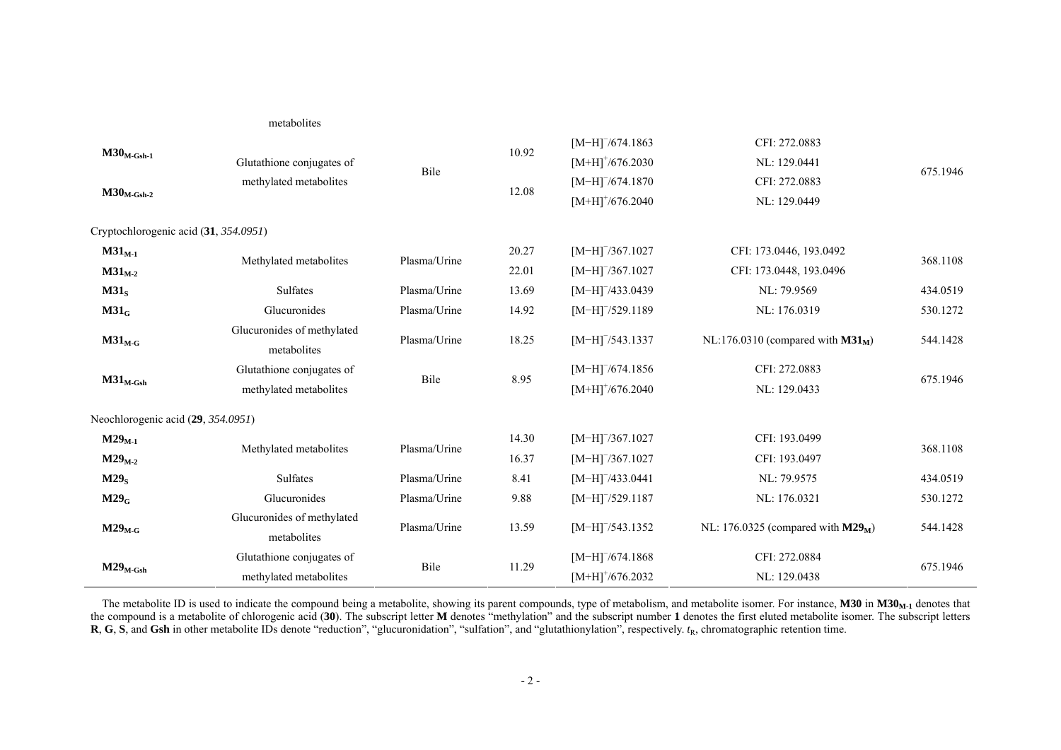| | metabolites | | | | | |
|---|---|---|---|---|---|---|
| $\mathbf{M30_{M\text{-}Gsh\text{-}1}}$ | Glutathione conjugates of methylated metabolites | Bile | 10.92 | $[M-H]^-$/674.1863<br>$[M+H]^+$/676.2030 | CFI: 272.0883<br>NL: 129.0441 | 675.1946 |
| $\mathbf{M30_{M\text{-}Gsh\text{-}2}}$ | | | 12.08 | $[M-H]^-$/674.1870<br>$[M+H]^+$/676.2040 | CFI: 272.0883<br>NL: 129.0449 | |
| Cryptochlorogenic acid (**31**, *354.0951*) | | | | | | |
| $\mathbf{M31_{M\text{-}1}}$ | Methylated metabolites | Plasma/Urine | 20.27 | $[M-H]^-$/367.1027 | CFI: 173.0446, 193.0492 | 368.1108 |
| $\mathbf{M31_{M\text{-}2}}$ | | | 22.01 | $[M-H]^-$/367.1027 | CFI: 173.0448, 193.0496 | |
| $\mathbf{M31_{S}}$ | Sulfates | Plasma/Urine | 13.69 | $[M-H]^-$/433.0439 | NL: 79.9569 | 434.0519 |
| $\mathbf{M31_{G}}$ | Glucuronides | Plasma/Urine | 14.92 | $[M-H]^-$/529.1189 | NL: 176.0319 | 530.1272 |
| $\mathbf{M31_{M\text{-}G}}$ | Glucuronides of methylated metabolites | Plasma/Urine | 18.25 | $[M-H]^-$/543.1337 | NL:176.0310 (compared with $\mathbf{M31_{M}}$) | 544.1428 |
| $\mathbf{M31_{M\text{-}Gsh}}$ | Glutathione conjugates of methylated metabolites | Bile | 8.95 | $[M-H]^-$/674.1856<br>$[M+H]^+$/676.2040 | CFI: 272.0883<br>NL: 129.0433 | 675.1946 |
| Neochlorogenic acid (**29**, *354.0951*) | | | | | | |
| $\mathbf{M29_{M\text{-}1}}$ | Methylated metabolites | Plasma/Urine | 14.30 | $[M-H]^-$/367.1027 | CFI: 193.0499 | 368.1108 |
| $\mathbf{M29_{M\text{-}2}}$ | | | 16.37 | $[M-H]^-$/367.1027 | CFI: 193.0497 | |
| $\mathbf{M29_{S}}$ | Sulfates | Plasma/Urine | 8.41 | $[M-H]^-$/433.0441 | NL: 79.9575 | 434.0519 |
| $\mathbf{M29_{G}}$ | Glucuronides | Plasma/Urine | 9.88 | $[M-H]^-$/529.1187 | NL: 176.0321 | 530.1272 |
| $\mathbf{M29_{M\text{-}G}}$ | Glucuronides of methylated metabolites | Plasma/Urine | 13.59 | $[M-H]^-$/543.1352 | NL: 176.0325 (compared with $\mathbf{M29_{M}}$) | 544.1428 |
| $\mathbf{M29_{M\text{-}Gsh}}$ | Glutathione conjugates of methylated metabolites | Bile | 11.29 | $[M-H]^-$/674.1868<br>$[M+H]^+$/676.2032 | CFI: 272.0884<br>NL: 129.0438 | 675.1946 |

The metabolite ID is used to indicate the compound being a metabolite, showing its parent compounds, type of metabolism, and metabolite isomer. For instance, **M30** in $\mathbf{M30_{M\text{-}1}}$ denotes that the compound is a metabolite of chlorogenic acid (**30**). The subscript letter **M** denotes "methylation" and the subscript number **1** denotes the first eluted metabolite isomer. The subscript letters **R**, **G**, **S**, and **Gsh** in other metabolite IDs denote "reduction", "glucuronidation", "sulfation", and "glutathionylation", respectively. $t_R$, chromatographic retention time.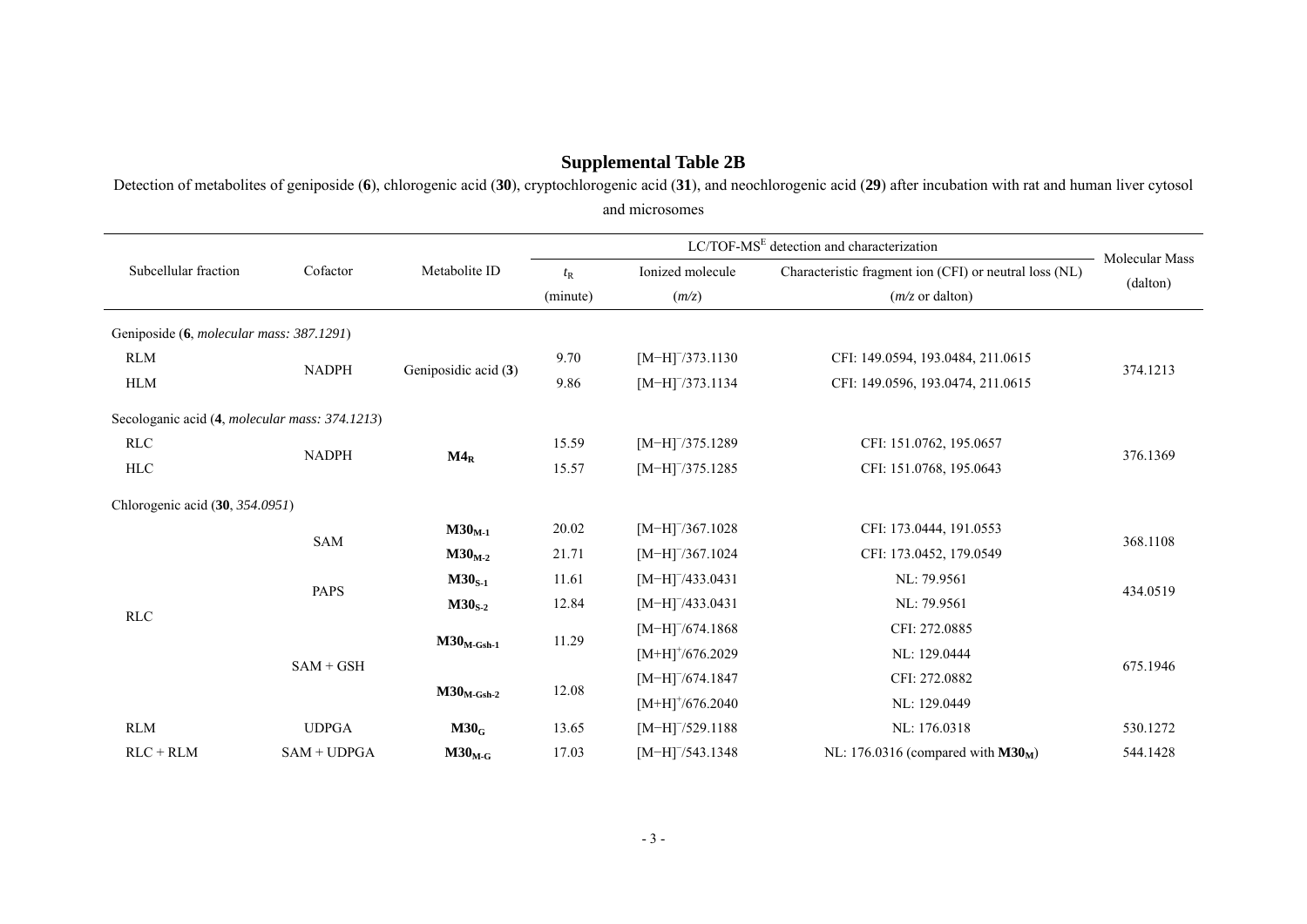## Supplemental Table 2B

Detection of metabolites of geniposide (**6**), chlorogenic acid (**30**), cryptochlorogenic acid (**31**), and neochlorogenic acid (**29**) after incubation with rat and human liver cytosol and microsomes

| Subcellular fraction | Cofactor | Metabolite ID | LC/TOF-MS$^E$ detection and characterization | | | Molecular Mass (dalton) |
|---|---|---|---|---|---|---|
| | | | $t_R$ (minute) | Ionized molecule ($m/z$) | Characteristic fragment ion (CFI) or neutral loss (NL) ($m/z$ or dalton) | |
| Geniposide (**6**, *molecular mass: 387.1291*) | | | | | | |
| RLM | NADPH | Geniposidic acid (**3**) | 9.70 | [M−H]$^-$/373.1130 | CFI: 149.0594, 193.0484, 211.0615 | 374.1213 |
| HLM | | | 9.86 | [M−H]$^-$/373.1134 | CFI: 149.0596, 193.0474, 211.0615 | |
| Secologanic acid (**4**, *molecular mass: 374.1213*) | | | | | | |
| RLC | NADPH | **M4$_R$** | 15.59 | [M−H]$^-$/375.1289 | CFI: 151.0762, 195.0657 | 376.1369 |
| HLC | | | 15.57 | [M−H]$^-$/375.1285 | CFI: 151.0768, 195.0643 | |
| Chlorogenic acid (**30**, *354.0951*) | | | | | | |
| RLC | SAM | **M30$_{M-1}$** | 20.02 | [M−H]$^-$/367.1028 | CFI: 173.0444, 191.0553 | 368.1108 |
| | | **M30$_{M-2}$** | 21.71 | [M−H]$^-$/367.1024 | CFI: 173.0452, 179.0549 | |
| | PAPS | **M30$_{S-1}$** | 11.61 | [M−H]$^-$/433.0431 | NL: 79.9561 | 434.0519 |
| | | **M30$_{S-2}$** | 12.84 | [M−H]$^-$/433.0431 | NL: 79.9561 | |
| | SAM + GSH | **M30$_{M-Gsh-1}$** | 11.29 | [M−H]$^-$/674.1868 | CFI: 272.0885 | 675.1946 |
| | | | | [M+H]$^+$/676.2029 | NL: 129.0444 | |
| | | **M30$_{M-Gsh-2}$** | 12.08 | [M−H]$^-$/674.1847 | CFI: 272.0882 | |
| | | | | [M+H]$^+$/676.2040 | NL: 129.0449 | |
| RLM | UDPGA | **M30$_G$** | 13.65 | [M−H]$^-$/529.1188 | NL: 176.0318 | 530.1272 |
| RLC + RLM | SAM + UDPGA | **M30$_{M-G}$** | 17.03 | [M−H]$^-$/543.1348 | NL: 176.0316 (compared with **M30$_M$**) | 544.1428 |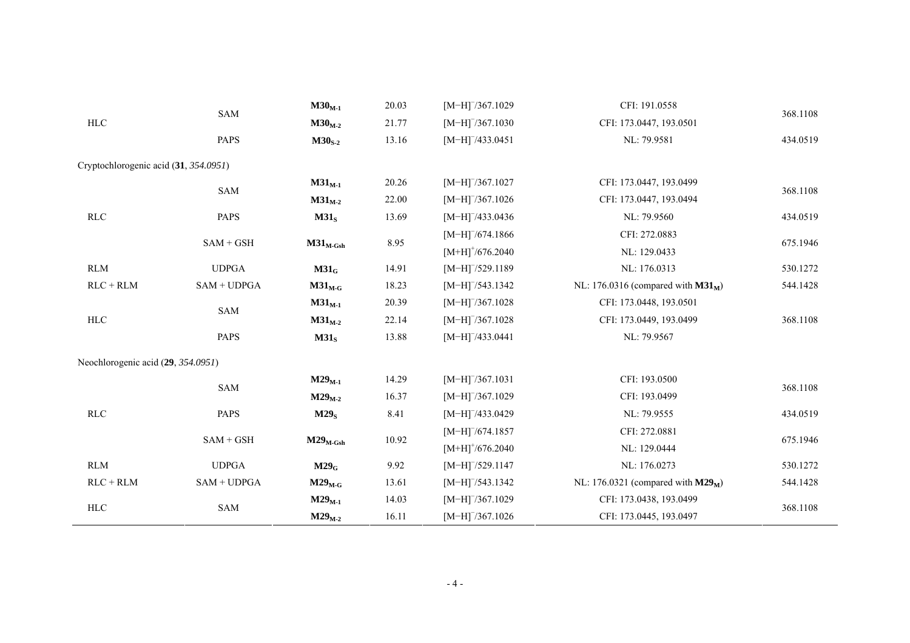| | | | | | | |
|---|---|---|---|---|---|---|
| HLC | SAM | **M30$_{M-1}$** | 20.03 | [M−H]$^-$/367.1029 | CFI: 191.0558 | 368.1108 |
| | | **M30$_{M-2}$** | 21.77 | [M−H]$^-$/367.1030 | CFI: 173.0447, 193.0501 | |
| | PAPS | **M30$_{S-2}$** | 13.16 | [M−H]$^-$/433.0451 | NL: 79.9581 | 434.0519 |
| Cryptochlorogenic acid (**31**, *354.0951*) | | | | | | |
| RLC | SAM | **M31$_{M-1}$** | 20.26 | [M−H]$^-$/367.1027 | CFI: 173.0447, 193.0499 | 368.1108 |
| | | **M31$_{M-2}$** | 22.00 | [M−H]$^-$/367.1026 | CFI: 173.0447, 193.0494 | |
| | PAPS | **M31$_S$** | 13.69 | [M−H]$^-$/433.0436 | NL: 79.9560 | 434.0519 |
| | SAM + GSH | **M31$_{M-Gsh}$** | 8.95 | [M−H]$^-$/674.1866 | CFI: 272.0883 | 675.1946 |
| | | | | [M+H]$^+$/676.2040 | NL: 129.0433 | |
| RLM | UDPGA | **M31$_G$** | 14.91 | [M−H]$^-$/529.1189 | NL: 176.0313 | 530.1272 |
| RLC + RLM | SAM + UDPGA | **M31$_{M-G}$** | 18.23 | [M−H]$^-$/543.1342 | NL: 176.0316 (compared with **M31$_M$**) | 544.1428 |
| HLC | SAM | **M31$_{M-1}$** | 20.39 | [M−H]$^-$/367.1028 | CFI: 173.0448, 193.0501 | 368.1108 |
| | | **M31$_{M-2}$** | 22.14 | [M−H]$^-$/367.1028 | CFI: 173.0449, 193.0499 | |
| | PAPS | **M31$_S$** | 13.88 | [M−H]$^-$/433.0441 | NL: 79.9567 | |
| Neochlorogenic acid (**29**, *354.0951*) | | | | | | |
| RLC | SAM | **M29$_{M-1}$** | 14.29 | [M−H]$^-$/367.1031 | CFI: 193.0500 | 368.1108 |
| | | **M29$_{M-2}$** | 16.37 | [M−H]$^-$/367.1029 | CFI: 193.0499 | |
| | PAPS | **M29$_S$** | 8.41 | [M−H]$^-$/433.0429 | NL: 79.9555 | 434.0519 |
| | SAM + GSH | **M29$_{M-Gsh}$** | 10.92 | [M−H]$^-$/674.1857 | CFI: 272.0881 | 675.1946 |
| | | | | [M+H]$^+$/676.2040 | NL: 129.0444 | |
| RLM | UDPGA | **M29$_G$** | 9.92 | [M−H]$^-$/529.1147 | NL: 176.0273 | 530.1272 |
| RLC + RLM | SAM + UDPGA | **M29$_{M-G}$** | 13.61 | [M−H]$^-$/543.1342 | NL: 176.0321 (compared with **M29$_M$**) | 544.1428 |
| HLC | SAM | **M29$_{M-1}$** | 14.03 | [M−H]$^-$/367.1029 | CFI: 173.0438, 193.0499 | 368.1108 |
| | | **M29$_{M-2}$** | 16.11 | [M−H]$^-$/367.1026 | CFI: 173.0445, 193.0497 | |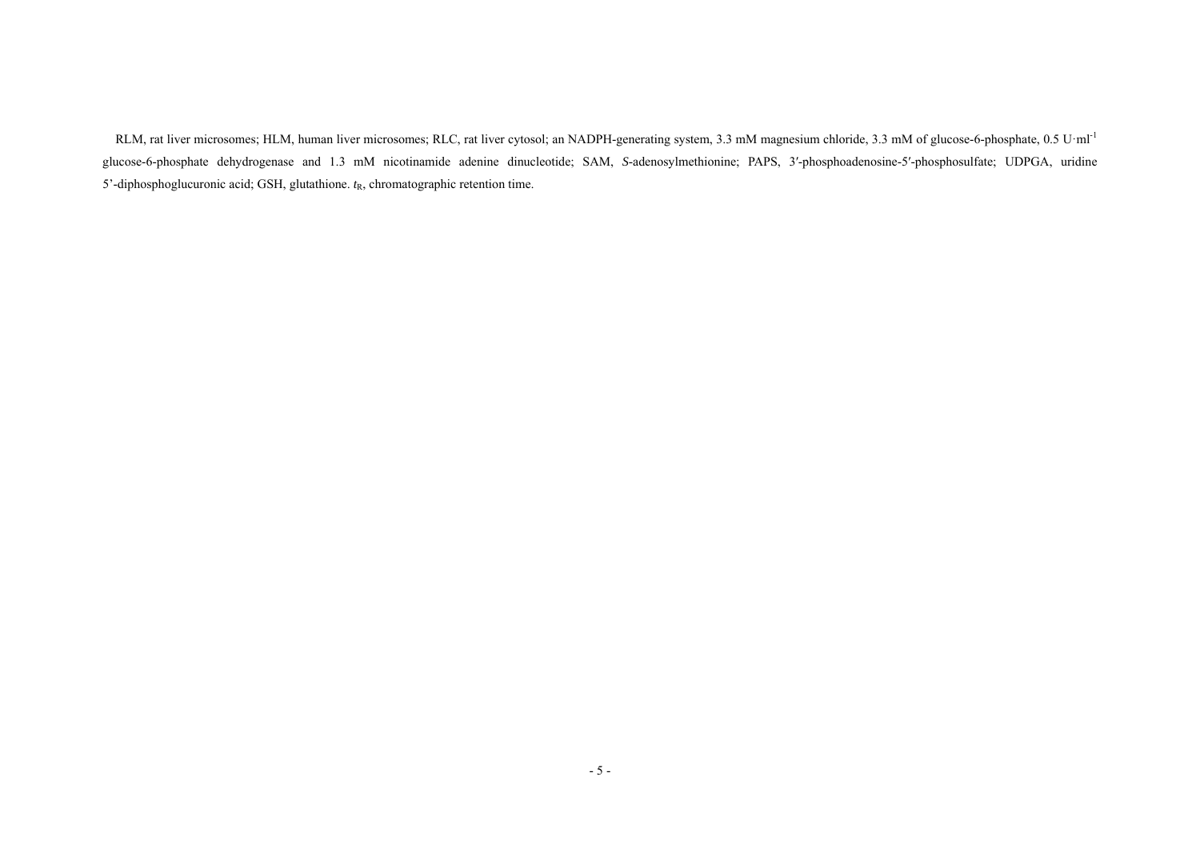RLM, rat liver microsomes; HLM, human liver microsomes; RLC, rat liver cytosol; an NADPH-generating system, 3.3 mM magnesium chloride, 3.3 mM of glucose-6-phosphate, 0.5 $U \cdot ml^{-1}$ glucose-6-phosphate dehydrogenase and 1.3 mM nicotinamide adenine dinucleotide; SAM, *S*-adenosylmethionine; PAPS, 3′-phosphoadenosine-5′-phosphosulfate; UDPGA, uridine 5'-diphosphoglucuronic acid; GSH, glutathione. $t_R$, chromatographic retention time.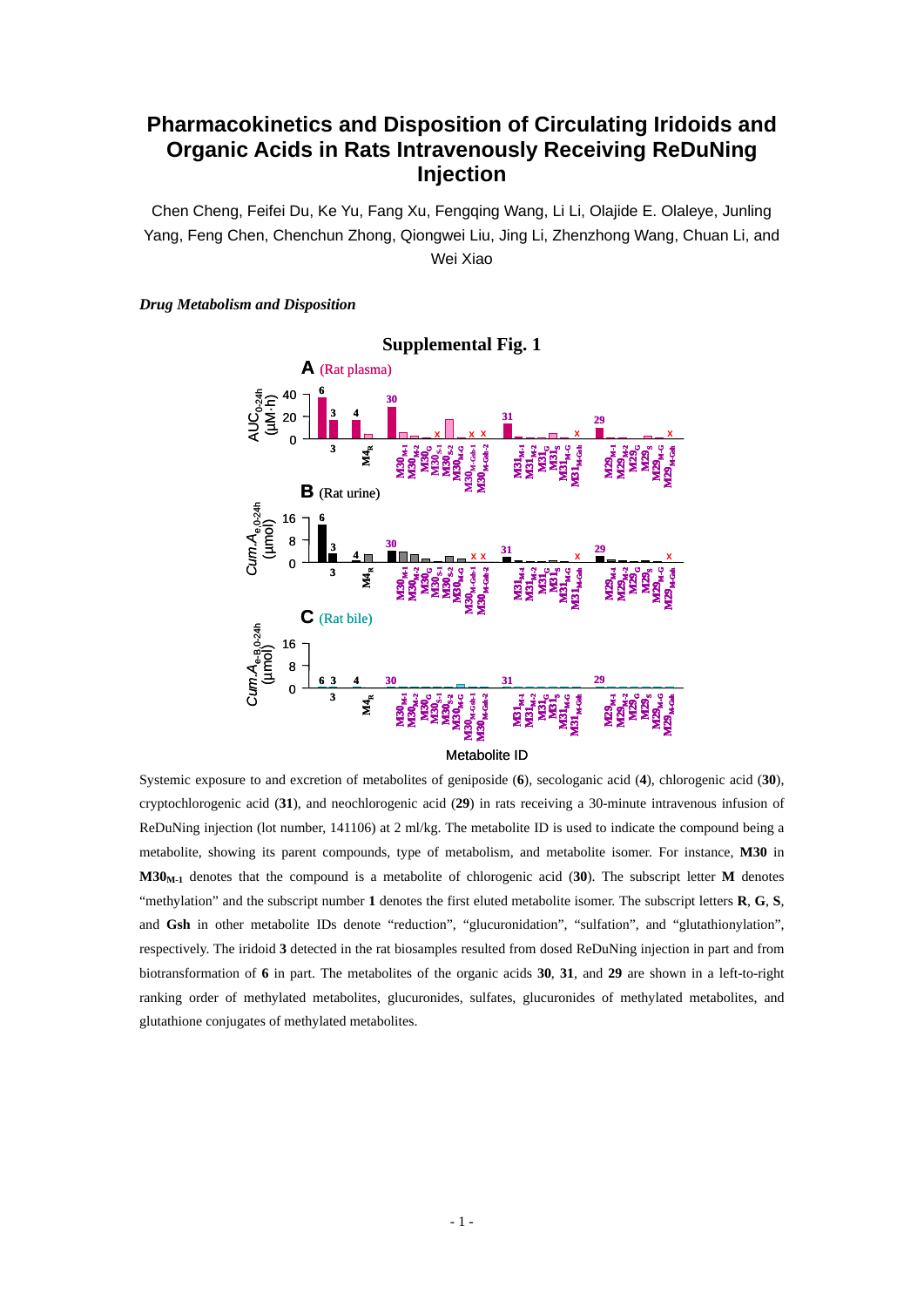# Pharmacokinetics and Disposition of Circulating Iridoids and Organic Acids in Rats Intravenously Receiving ReDuNing Injection

Chen Cheng, Feifei Du, Ke Yu, Fang Xu, Fengqing Wang, Li Li, Olajide E. Olaleye, Junling Yang, Feng Chen, Chenchun Zhong, Qiongwei Liu, Jing Li, Zhenzhong Wang, Chuan Li, and Wei Xiao

***Drug Metabolism and Disposition***

**Supplemental Fig. 1**

Systemic exposure to and excretion of metabolites of geniposide (**6**), secologanic acid (**4**), chlorogenic acid (**30**), cryptochlorogenic acid (**31**), and neochlorogenic acid (**29**) in rats receiving a 30-minute intravenous infusion of ReDuNing injection (lot number, 141106) at 2 ml/kg. The metabolite ID is used to indicate the compound being a metabolite, showing its parent compounds, type of metabolism, and metabolite isomer. For instance, **M30** in **M30$_{\mathbf{M\text{-}1}}$** denotes that the compound is a metabolite of chlorogenic acid (**30**). The subscript letter **M** denotes "methylation" and the subscript number **1** denotes the first eluted metabolite isomer. The subscript letters **R**, **G**, **S**, and **Gsh** in other metabolite IDs denote "reduction", "glucuronidation", "sulfation", and "glutathionylation", respectively. The iridoid **3** detected in the rat biosamples resulted from dosed ReDuNing injection in part and from biotransformation of **6** in part. The metabolites of the organic acids **30**, **31**, and **29** are shown in a left-to-right ranking order of methylated metabolites, glucuronides, sulfates, glucuronides of methylated metabolites, and glutathione conjugates of methylated metabolites.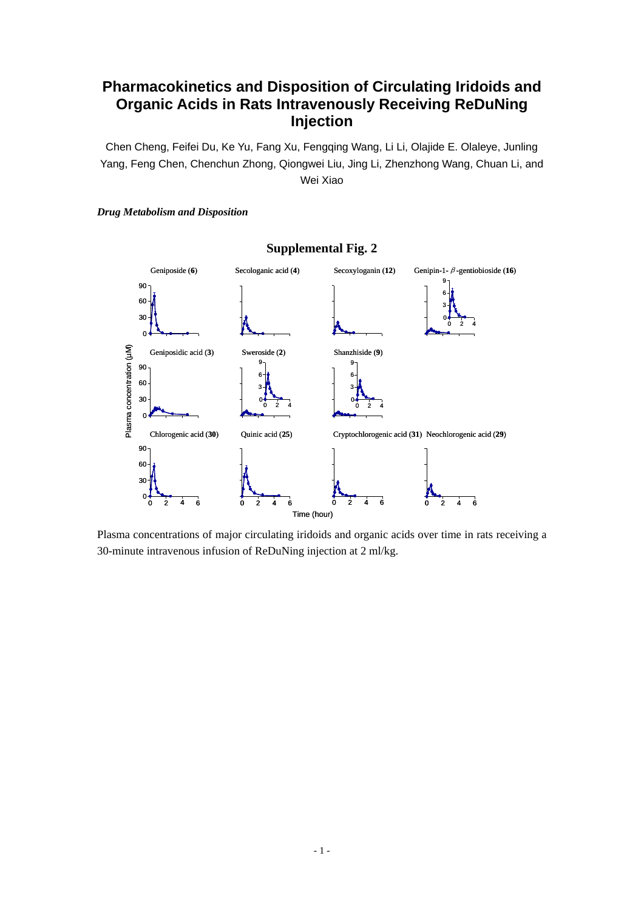# Pharmacokinetics and Disposition of Circulating Iridoids and Organic Acids in Rats Intravenously Receiving ReDuNing Injection

Chen Cheng, Feifei Du, Ke Yu, Fang Xu, Fengqing Wang, Li Li, Olajide E. Olaleye, Junling Yang, Feng Chen, Chenchun Zhong, Qiongwei Liu, Jing Li, Zhenzhong Wang, Chuan Li, and Wei Xiao

***Drug Metabolism and Disposition***

## Supplemental Fig. 2

Geniposide (**6**)
Secologanic acid (**4**)
Secoxyloganin (**12**)
Genipin-1- $\beta$ -gentiobioside (**16**)
Geniposidic acid (**3**)
Sweroside (**2**)
Shanzhiside (**9**)
Chlorogenic acid (**30**)
Quinic acid (**25**)
Cryptochlorogenic acid (**31**)
Neochlorogenic acid (**29**)

Plasma concentration (μM)
0
30
60
90
0
3
6
9
0
2
4
6
Time (hour)

Plasma concentrations of major circulating iridoids and organic acids over time in rats receiving a 30-minute intravenous infusion of ReDuNing injection at 2 ml/kg.